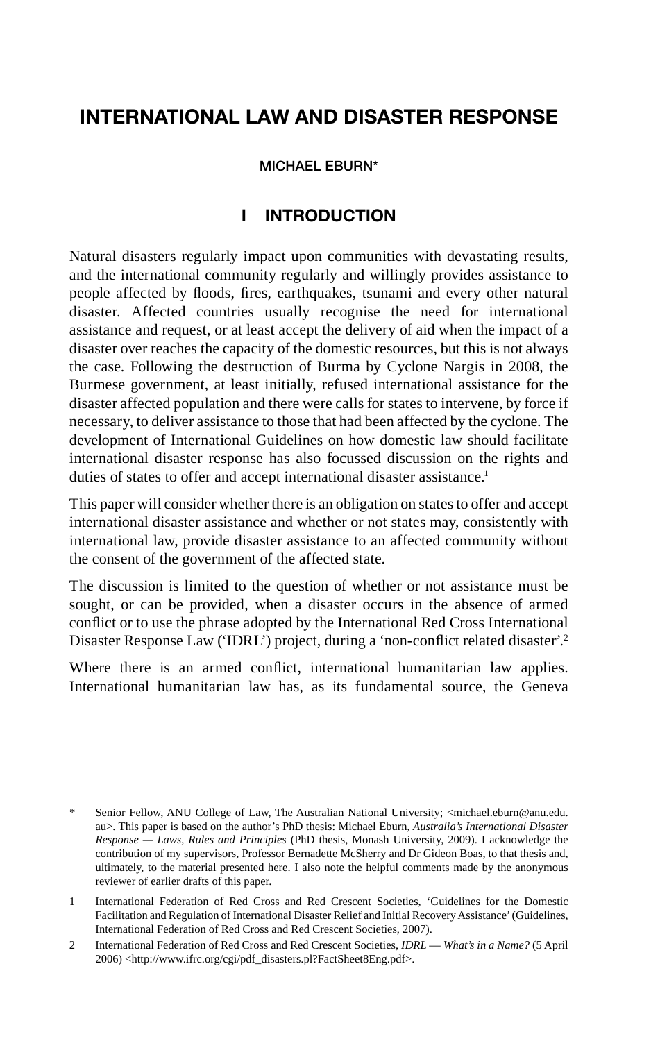# INTERNATIONAL LAW AND DISASTER RESPONSE

MICHAEL EBURN*

## I INTRODUCTION

Natural disasters regularly impact upon communities with devastating results, and the international community regularly and willingly provides assistance to people affected by floods, fires, earthquakes, tsunami and every other natural disaster. Affected countries usually recognise the need for international assistance and request, or at least accept the delivery of aid when the impact of a disaster over reaches the capacity of the domestic resources, but this is not always the case. Following the destruction of Burma by Cyclone Nargis in 2008, the Burmese government, at least initially, refused international assistance for the disaster affected population and there were calls for states to intervene, by force if necessary, to deliver assistance to those that had been affected by the cyclone. The development of International Guidelines on how domestic law should facilitate international disaster response has also focussed discussion on the rights and duties of states to offer and accept international disaster assistance.[1]

This paper will consider whether there is an obligation on states to offer and accept international disaster assistance and whether or not states may, consistently with international law, provide disaster assistance to an affected community without the consent of the government of the affected state.

The discussion is limited to the question of whether or not assistance must be sought, or can be provided, when a disaster occurs in the absence of armed conflict or to use the phrase adopted by the International Red Cross International Disaster Response Law ('IDRL') project, during a 'non-conflict related disaster'.[2]

Where there is an armed conflict, international humanitarian law applies. International humanitarian law has, as its fundamental source, the Geneva

---

\* Senior Fellow, ANU College of Law, The Australian National University; <michael.eburn@anu.edu.au>. This paper is based on the author's PhD thesis: Michael Eburn, *Australia's International Disaster Response — Laws, Rules and Principles* (PhD thesis, Monash University, 2009). I acknowledge the contribution of my supervisors, Professor Bernadette McSherry and Dr Gideon Boas, to that thesis and, ultimately, to the material presented here. I also note the helpful comments made by the anonymous reviewer of earlier drafts of this paper.

1 International Federation of Red Cross and Red Crescent Societies, 'Guidelines for the Domestic Facilitation and Regulation of International Disaster Relief and Initial Recovery Assistance' (Guidelines, International Federation of Red Cross and Red Crescent Societies, 2007).

2 International Federation of Red Cross and Red Crescent Societies, *IDRL — What's in a Name?* (5 April 2006) <http://www.ifrc.org/cgi/pdf_disasters.pl?FactSheet8Eng.pdf>.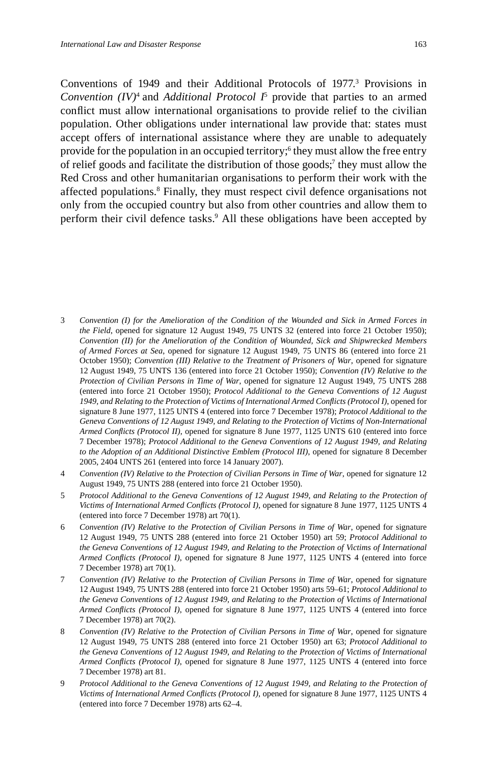Conventions of 1949 and their Additional Protocols of 1977.[3] Provisions in *Convention (IV)*[4] and *Additional Protocol I*[5] provide that parties to an armed conflict must allow international organisations to provide relief to the civilian population. Other obligations under international law provide that: states must accept offers of international assistance where they are unable to adequately provide for the population in an occupied territory;[6] they must allow the free entry of relief goods and facilitate the distribution of those goods;[7] they must allow the Red Cross and other humanitarian organisations to perform their work with the affected populations.[8] Finally, they must respect civil defence organisations not only from the occupied country but also from other countries and allow them to perform their civil defence tasks.[9] All these obligations have been accepted by

---

3 *Convention (I) for the Amelioration of the Condition of the Wounded and Sick in Armed Forces in the Field*, opened for signature 12 August 1949, 75 UNTS 32 (entered into force 21 October 1950); *Convention (II) for the Amelioration of the Condition of Wounded, Sick and Shipwrecked Members of Armed Forces at Sea*, opened for signature 12 August 1949, 75 UNTS 86 (entered into force 21 October 1950); *Convention (III) Relative to the Treatment of Prisoners of War*, opened for signature 12 August 1949, 75 UNTS 136 (entered into force 21 October 1950); *Convention (IV) Relative to the Protection of Civilian Persons in Time of War*, opened for signature 12 August 1949, 75 UNTS 288 (entered into force 21 October 1950); *Protocol Additional to the Geneva Conventions of 12 August 1949, and Relating to the Protection of Victims of International Armed Conflicts (Protocol I)*, opened for signature 8 June 1977, 1125 UNTS 4 (entered into force 7 December 1978); *Protocol Additional to the Geneva Conventions of 12 August 1949, and Relating to the Protection of Victims of Non-International Armed Conflicts (Protocol II)*, opened for signature 8 June 1977, 1125 UNTS 610 (entered into force 7 December 1978); *Protocol Additional to the Geneva Conventions of 12 August 1949, and Relating to the Adoption of an Additional Distinctive Emblem (Protocol III)*, opened for signature 8 December 2005, 2404 UNTS 261 (entered into force 14 January 2007).

4 *Convention (IV) Relative to the Protection of Civilian Persons in Time of War*, opened for signature 12 August 1949, 75 UNTS 288 (entered into force 21 October 1950).

5 *Protocol Additional to the Geneva Conventions of 12 August 1949, and Relating to the Protection of Victims of International Armed Conflicts (Protocol I)*, opened for signature 8 June 1977, 1125 UNTS 4 (entered into force 7 December 1978) art 70(1).

6 *Convention (IV) Relative to the Protection of Civilian Persons in Time of War*, opened for signature 12 August 1949, 75 UNTS 288 (entered into force 21 October 1950) art 59; *Protocol Additional to the Geneva Conventions of 12 August 1949, and Relating to the Protection of Victims of International Armed Conflicts (Protocol I)*, opened for signature 8 June 1977, 1125 UNTS 4 (entered into force 7 December 1978) art 70(1).

7 *Convention (IV) Relative to the Protection of Civilian Persons in Time of War*, opened for signature 12 August 1949, 75 UNTS 288 (entered into force 21 October 1950) arts 59–61; *Protocol Additional to the Geneva Conventions of 12 August 1949, and Relating to the Protection of Victims of International Armed Conflicts (Protocol I)*, opened for signature 8 June 1977, 1125 UNTS 4 (entered into force 7 December 1978) art 70(2).

8 *Convention (IV) Relative to the Protection of Civilian Persons in Time of War*, opened for signature 12 August 1949, 75 UNTS 288 (entered into force 21 October 1950) art 63; *Protocol Additional to the Geneva Conventions of 12 August 1949, and Relating to the Protection of Victims of International Armed Conflicts (Protocol I)*, opened for signature 8 June 1977, 1125 UNTS 4 (entered into force 7 December 1978) art 81.

9 *Protocol Additional to the Geneva Conventions of 12 August 1949, and Relating to the Protection of Victims of International Armed Conflicts (Protocol I)*, opened for signature 8 June 1977, 1125 UNTS 4 (entered into force 7 December 1978) arts 62–4.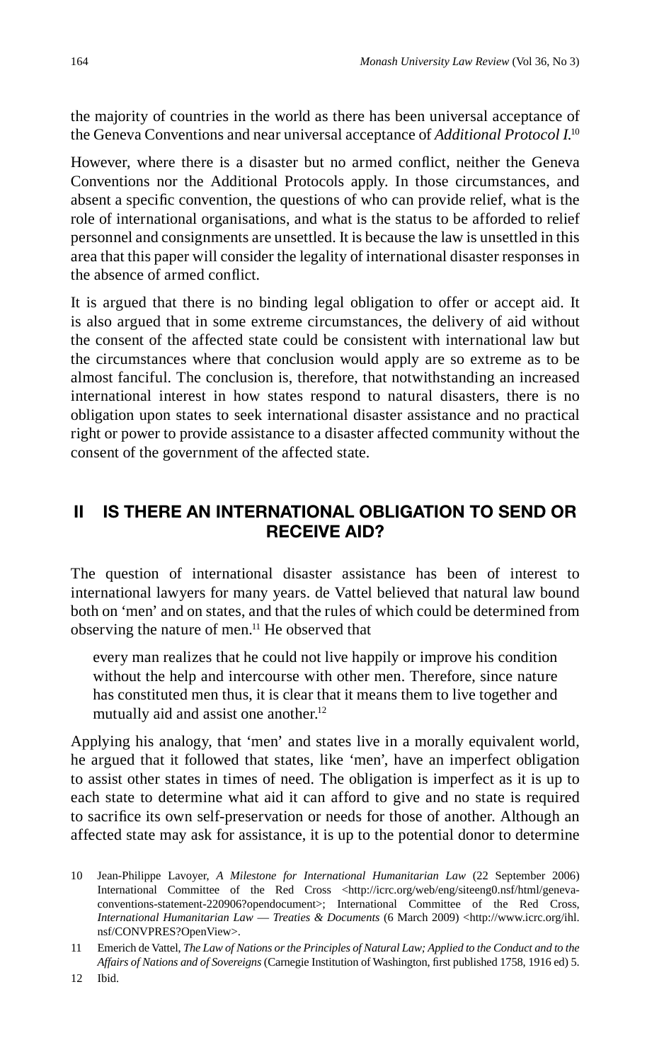the majority of countries in the world as there has been universal acceptance of the Geneva Conventions and near universal acceptance of *Additional Protocol I*.[10]

However, where there is a disaster but no armed conflict, neither the Geneva Conventions nor the Additional Protocols apply. In those circumstances, and absent a specific convention, the questions of who can provide relief, what is the role of international organisations, and what is the status to be afforded to relief personnel and consignments are unsettled. It is because the law is unsettled in this area that this paper will consider the legality of international disaster responses in the absence of armed conflict.

It is argued that there is no binding legal obligation to offer or accept aid. It is also argued that in some extreme circumstances, the delivery of aid without the consent of the affected state could be consistent with international law but the circumstances where that conclusion would apply are so extreme as to be almost fanciful. The conclusion is, therefore, that notwithstanding an increased international interest in how states respond to natural disasters, there is no obligation upon states to seek international disaster assistance and no practical right or power to provide assistance to a disaster affected community without the consent of the government of the affected state.

## II IS THERE AN INTERNATIONAL OBLIGATION TO SEND OR RECEIVE AID?

The question of international disaster assistance has been of interest to international lawyers for many years. de Vattel believed that natural law bound both on 'men' and on states, and that the rules of which could be determined from observing the nature of men.[11] He observed that

> every man realizes that he could not live happily or improve his condition without the help and intercourse with other men. Therefore, since nature has constituted men thus, it is clear that it means them to live together and mutually aid and assist one another.[12]

Applying his analogy, that 'men' and states live in a morally equivalent world, he argued that it followed that states, like 'men', have an imperfect obligation to assist other states in times of need. The obligation is imperfect as it is up to each state to determine what aid it can afford to give and no state is required to sacrifice its own self-preservation or needs for those of another. Although an affected state may ask for assistance, it is up to the potential donor to determine

---

10 Jean-Philippe Lavoyer, *A Milestone for International Humanitarian Law* (22 September 2006) International Committee of the Red Cross <http://icrc.org/web/eng/siteeng0.nsf/html/geneva-conventions-statement-220906?opendocument>; International Committee of the Red Cross, *International Humanitarian Law — Treaties & Documents* (6 March 2009) <http://www.icrc.org/ihl.nsf/CONVPRES?OpenView>.

11 Emerich de Vattel, *The Law of Nations or the Principles of Natural Law; Applied to the Conduct and to the Affairs of Nations and of Sovereigns* (Carnegie Institution of Washington, first published 1758, 1916 ed) 5.

12 Ibid.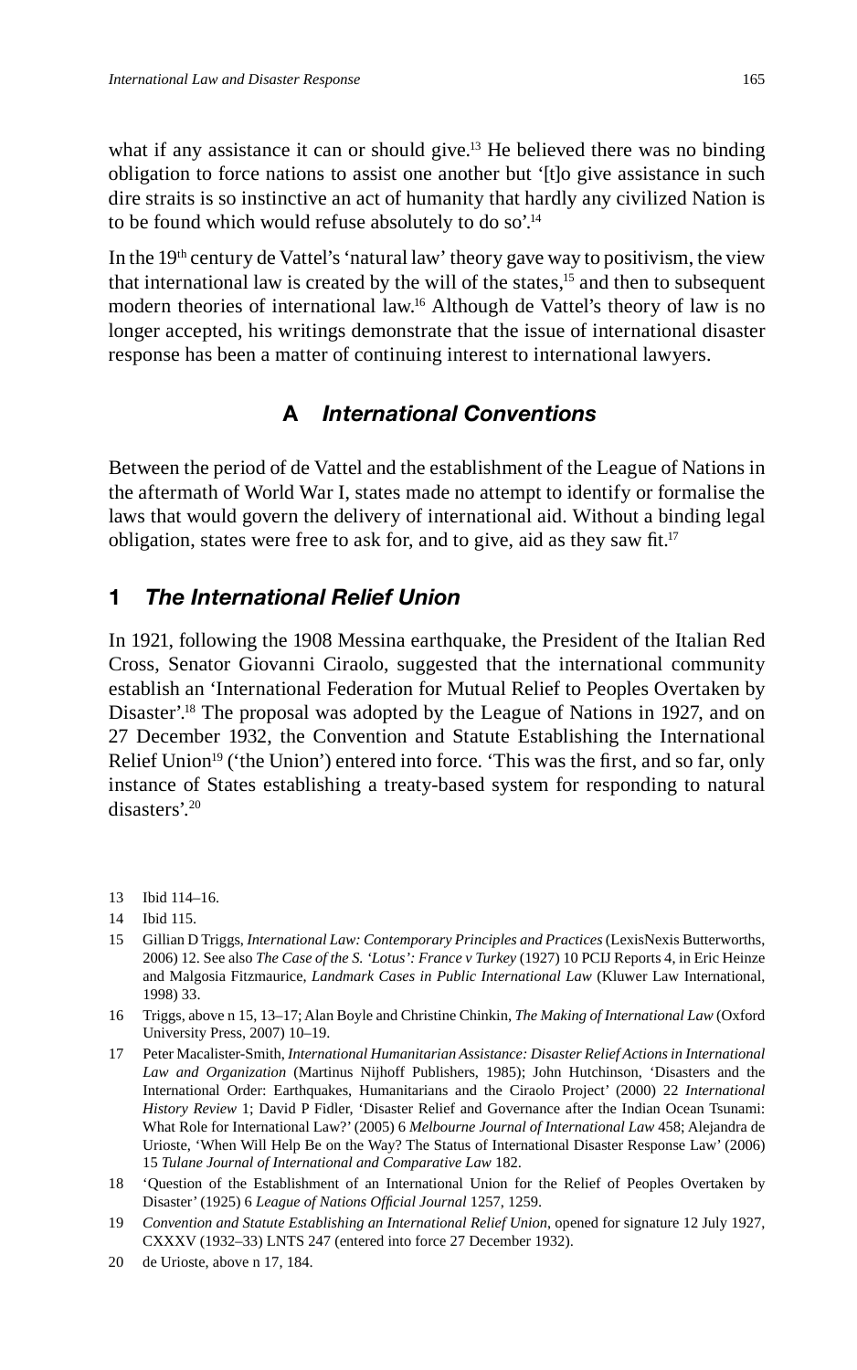what if any assistance it can or should give.[13] He believed there was no binding obligation to force nations to assist one another but '[t]o give assistance in such dire straits is so instinctive an act of humanity that hardly any civilized Nation is to be found which would refuse absolutely to do so'.[14]

In the 19th century de Vattel's 'natural law' theory gave way to positivism, the view that international law is created by the will of the states,[15] and then to subsequent modern theories of international law.[16] Although de Vattel's theory of law is no longer accepted, his writings demonstrate that the issue of international disaster response has been a matter of continuing interest to international lawyers.

## A *International Conventions*

Between the period of de Vattel and the establishment of the League of Nations in the aftermath of World War I, states made no attempt to identify or formalise the laws that would govern the delivery of international aid. Without a binding legal obligation, states were free to ask for, and to give, aid as they saw fit.[17]

### 1 *The International Relief Union*

In 1921, following the 1908 Messina earthquake, the President of the Italian Red Cross, Senator Giovanni Ciraolo, suggested that the international community establish an 'International Federation for Mutual Relief to Peoples Overtaken by Disaster'.[18] The proposal was adopted by the League of Nations in 1927, and on 27 December 1932, the Convention and Statute Establishing the International Relief Union[19] ('the Union') entered into force. 'This was the first, and so far, only instance of States establishing a treaty-based system for responding to natural disasters'.[20]

---

13 Ibid 114–16.

14 Ibid 115.

15 Gillian D Triggs, *International Law: Contemporary Principles and Practices* (LexisNexis Butterworths, 2006) 12. See also *The Case of the S. 'Lotus': France v Turkey* (1927) 10 PCIJ Reports 4, in Eric Heinze and Malgosia Fitzmaurice, *Landmark Cases in Public International Law* (Kluwer Law International, 1998) 33.

16 Triggs, above n 15, 13–17; Alan Boyle and Christine Chinkin, *The Making of International Law* (Oxford University Press, 2007) 10–19.

17 Peter Macalister-Smith, *International Humanitarian Assistance: Disaster Relief Actions in International Law and Organization* (Martinus Nijhoff Publishers, 1985); John Hutchinson, 'Disasters and the International Order: Earthquakes, Humanitarians and the Ciraolo Project' (2000) 22 *International History Review* 1; David P Fidler, 'Disaster Relief and Governance after the Indian Ocean Tsunami: What Role for International Law?' (2005) 6 *Melbourne Journal of International Law* 458; Alejandra de Urioste, 'When Will Help Be on the Way? The Status of International Disaster Response Law' (2006) 15 *Tulane Journal of International and Comparative Law* 182.

18 'Question of the Establishment of an International Union for the Relief of Peoples Overtaken by Disaster' (1925) 6 *League of Nations Official Journal* 1257, 1259.

19 *Convention and Statute Establishing an International Relief Union*, opened for signature 12 July 1927, CXXXV (1932–33) LNTS 247 (entered into force 27 December 1932).

20 de Urioste, above n 17, 184.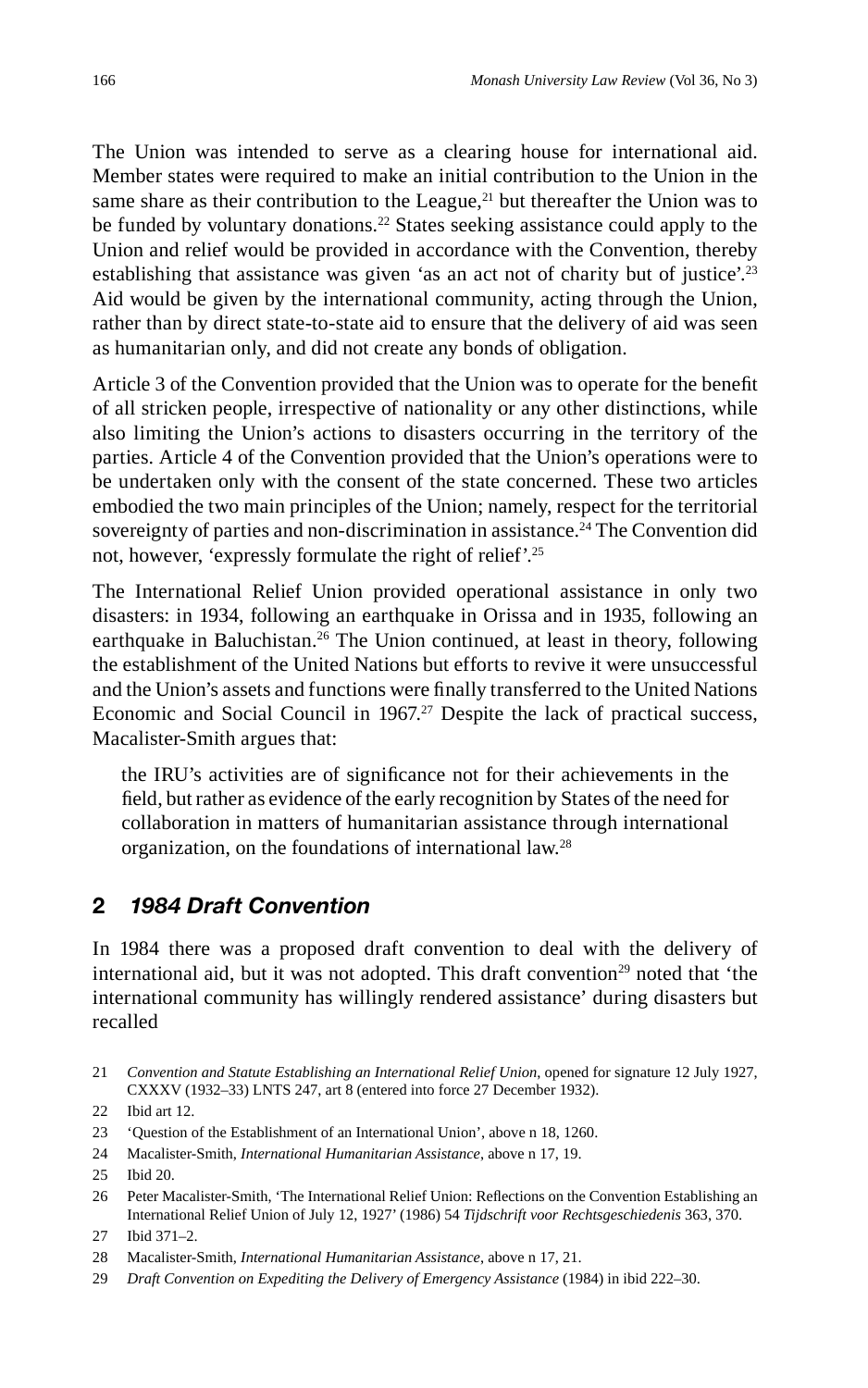The Union was intended to serve as a clearing house for international aid. Member states were required to make an initial contribution to the Union in the same share as their contribution to the League,[21] but thereafter the Union was to be funded by voluntary donations.[22] States seeking assistance could apply to the Union and relief would be provided in accordance with the Convention, thereby establishing that assistance was given 'as an act not of charity but of justice'.[23] Aid would be given by the international community, acting through the Union, rather than by direct state-to-state aid to ensure that the delivery of aid was seen as humanitarian only, and did not create any bonds of obligation.

Article 3 of the Convention provided that the Union was to operate for the benefit of all stricken people, irrespective of nationality or any other distinctions, while also limiting the Union's actions to disasters occurring in the territory of the parties. Article 4 of the Convention provided that the Union's operations were to be undertaken only with the consent of the state concerned. These two articles embodied the two main principles of the Union; namely, respect for the territorial sovereignty of parties and non-discrimination in assistance.[24] The Convention did not, however, 'expressly formulate the right of relief'.[25]

The International Relief Union provided operational assistance in only two disasters: in 1934, following an earthquake in Orissa and in 1935, following an earthquake in Baluchistan.[26] The Union continued, at least in theory, following the establishment of the United Nations but efforts to revive it were unsuccessful and the Union's assets and functions were finally transferred to the United Nations Economic and Social Council in 1967.[27] Despite the lack of practical success, Macalister-Smith argues that:

> the IRU's activities are of significance not for their achievements in the field, but rather as evidence of the early recognition by States of the need for collaboration in matters of humanitarian assistance through international organization, on the foundations of international law.[28]

## 2 *1984 Draft Convention*

In 1984 there was a proposed draft convention to deal with the delivery of international aid, but it was not adopted. This draft convention[29] noted that 'the international community has willingly rendered assistance' during disasters but recalled

---

21 *Convention and Statute Establishing an International Relief Union*, opened for signature 12 July 1927, CXXXV (1932–33) LNTS 247, art 8 (entered into force 27 December 1932).

22 Ibid art 12.

23 'Question of the Establishment of an International Union', above n 18, 1260.

24 Macalister-Smith, *International Humanitarian Assistance*, above n 17, 19.

25 Ibid 20.

26 Peter Macalister-Smith, 'The International Relief Union: Reflections on the Convention Establishing an International Relief Union of July 12, 1927' (1986) 54 *Tijdschrift voor Rechtsgeschiedenis* 363, 370.

27 Ibid 371–2.

28 Macalister-Smith, *International Humanitarian Assistance*, above n 17, 21.

29 *Draft Convention on Expediting the Delivery of Emergency Assistance* (1984) in ibid 222–30.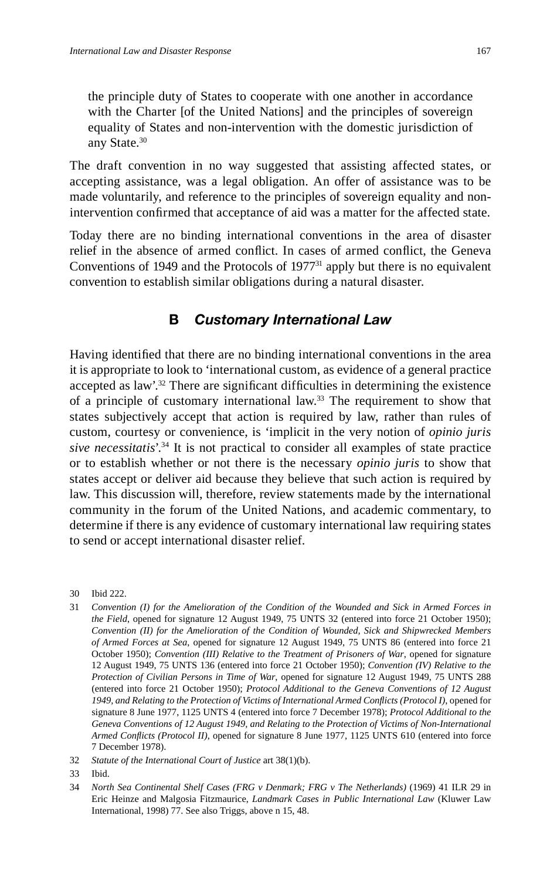the principle duty of States to cooperate with one another in accordance with the Charter [of the United Nations] and the principles of sovereign equality of States and non-intervention with the domestic jurisdiction of any State.[30]

The draft convention in no way suggested that assisting affected states, or accepting assistance, was a legal obligation. An offer of assistance was to be made voluntarily, and reference to the principles of sovereign equality and non-intervention confirmed that acceptance of aid was a matter for the affected state.

Today there are no binding international conventions in the area of disaster relief in the absence of armed conflict. In cases of armed conflict, the Geneva Conventions of 1949 and the Protocols of 1977[31] apply but there is no equivalent convention to establish similar obligations during a natural disaster.

## B *Customary International Law*

Having identified that there are no binding international conventions in the area it is appropriate to look to 'international custom, as evidence of a general practice accepted as law'.[32] There are significant difficulties in determining the existence of a principle of customary international law.[33] The requirement to show that states subjectively accept that action is required by law, rather than rules of custom, courtesy or convenience, is 'implicit in the very notion of *opinio juris sive necessitatis*'.[34] It is not practical to consider all examples of state practice or to establish whether or not there is the necessary *opinio juris* to show that states accept or deliver aid because they believe that such action is required by law. This discussion will, therefore, review statements made by the international community in the forum of the United Nations, and academic commentary, to determine if there is any evidence of customary international law requiring states to send or accept international disaster relief.

---

30 Ibid 222.

31 *Convention (I) for the Amelioration of the Condition of the Wounded and Sick in Armed Forces in the Field*, opened for signature 12 August 1949, 75 UNTS 32 (entered into force 21 October 1950); *Convention (II) for the Amelioration of the Condition of Wounded, Sick and Shipwrecked Members of Armed Forces at Sea*, opened for signature 12 August 1949, 75 UNTS 86 (entered into force 21 October 1950); *Convention (III) Relative to the Treatment of Prisoners of War*, opened for signature 12 August 1949, 75 UNTS 136 (entered into force 21 October 1950); *Convention (IV) Relative to the Protection of Civilian Persons in Time of War*, opened for signature 12 August 1949, 75 UNTS 288 (entered into force 21 October 1950); *Protocol Additional to the Geneva Conventions of 12 August 1949, and Relating to the Protection of Victims of International Armed Conflicts (Protocol I)*, opened for signature 8 June 1977, 1125 UNTS 4 (entered into force 7 December 1978); *Protocol Additional to the Geneva Conventions of 12 August 1949, and Relating to the Protection of Victims of Non-International Armed Conflicts (Protocol II)*, opened for signature 8 June 1977, 1125 UNTS 610 (entered into force 7 December 1978).

32 *Statute of the International Court of Justice* art 38(1)(b).

33 Ibid.

34 *North Sea Continental Shelf Cases (FRG v Denmark; FRG v The Netherlands)* (1969) 41 ILR 29 in Eric Heinze and Malgosia Fitzmaurice, *Landmark Cases in Public International Law* (Kluwer Law International, 1998) 77. See also Triggs, above n 15, 48.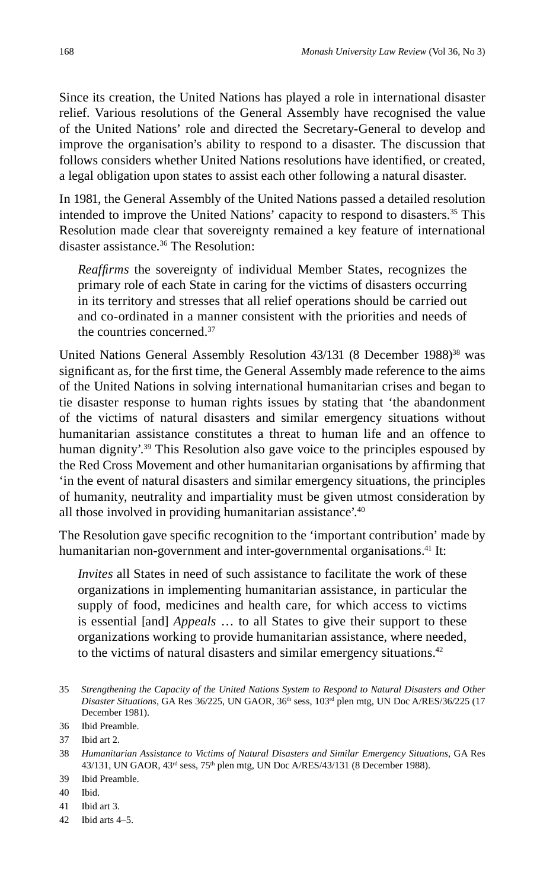Since its creation, the United Nations has played a role in international disaster relief. Various resolutions of the General Assembly have recognised the value of the United Nations' role and directed the Secretary-General to develop and improve the organisation's ability to respond to a disaster. The discussion that follows considers whether United Nations resolutions have identified, or created, a legal obligation upon states to assist each other following a natural disaster.

In 1981, the General Assembly of the United Nations passed a detailed resolution intended to improve the United Nations' capacity to respond to disasters.[35] This Resolution made clear that sovereignty remained a key feature of international disaster assistance.[36] The Resolution:

> *Reaffirms* the sovereignty of individual Member States, recognizes the primary role of each State in caring for the victims of disasters occurring in its territory and stresses that all relief operations should be carried out and co-ordinated in a manner consistent with the priorities and needs of the countries concerned.[37]

United Nations General Assembly Resolution 43/131 (8 December 1988)[38] was significant as, for the first time, the General Assembly made reference to the aims of the United Nations in solving international humanitarian crises and began to tie disaster response to human rights issues by stating that 'the abandonment of the victims of natural disasters and similar emergency situations without humanitarian assistance constitutes a threat to human life and an offence to human dignity'.[39] This Resolution also gave voice to the principles espoused by the Red Cross Movement and other humanitarian organisations by affirming that 'in the event of natural disasters and similar emergency situations, the principles of humanity, neutrality and impartiality must be given utmost consideration by all those involved in providing humanitarian assistance'.[40]

The Resolution gave specific recognition to the 'important contribution' made by humanitarian non-government and inter-governmental organisations.[41] It:

> *Invites* all States in need of such assistance to facilitate the work of these organizations in implementing humanitarian assistance, in particular the supply of food, medicines and health care, for which access to victims is essential [and] *Appeals* … to all States to give their support to these organizations working to provide humanitarian assistance, where needed, to the victims of natural disasters and similar emergency situations.[42]

---

35 *Strengthening the Capacity of the United Nations System to Respond to Natural Disasters and Other Disaster Situations*, GA Res 36/225, UN GAOR, 36th sess, 103rd plen mtg, UN Doc A/RES/36/225 (17 December 1981).

36 Ibid Preamble.

37 Ibid art 2.

38 *Humanitarian Assistance to Victims of Natural Disasters and Similar Emergency Situations*, GA Res 43/131, UN GAOR, 43rd sess, 75th plen mtg, UN Doc A/RES/43/131 (8 December 1988).

39 Ibid Preamble.

40 Ibid.

41 Ibid art 3.

42 Ibid arts 4–5.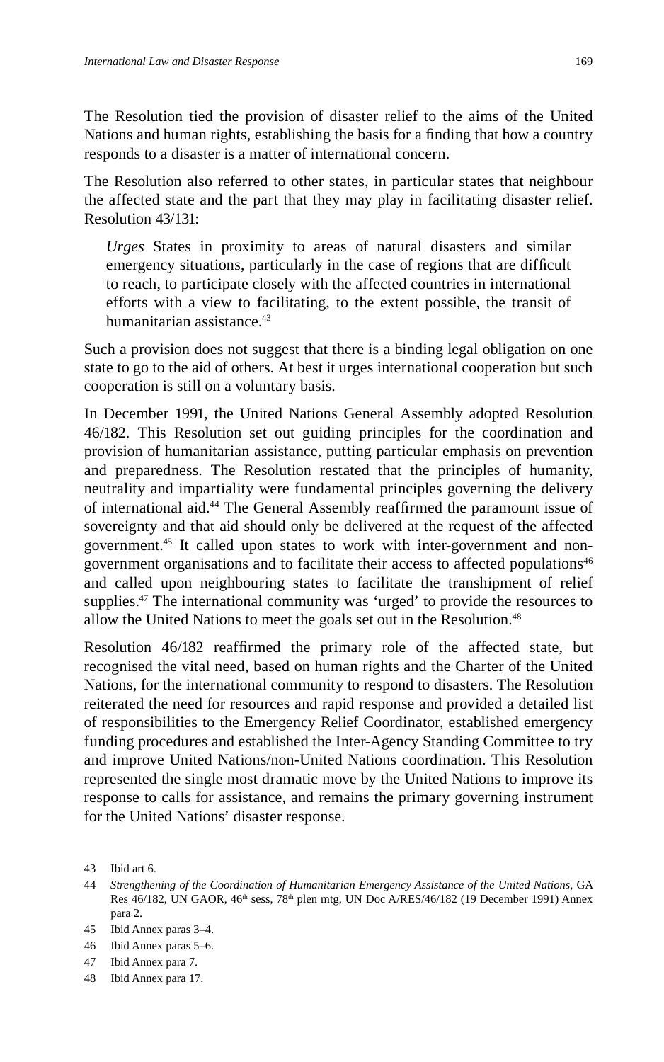The Resolution tied the provision of disaster relief to the aims of the United Nations and human rights, establishing the basis for a finding that how a country responds to a disaster is a matter of international concern.

The Resolution also referred to other states, in particular states that neighbour the affected state and the part that they may play in facilitating disaster relief. Resolution 43/131:

> *Urges* States in proximity to areas of natural disasters and similar emergency situations, particularly in the case of regions that are difficult to reach, to participate closely with the affected countries in international efforts with a view to facilitating, to the extent possible, the transit of humanitarian assistance.[43]

Such a provision does not suggest that there is a binding legal obligation on one state to go to the aid of others. At best it urges international cooperation but such cooperation is still on a voluntary basis.

In December 1991, the United Nations General Assembly adopted Resolution 46/182. This Resolution set out guiding principles for the coordination and provision of humanitarian assistance, putting particular emphasis on prevention and preparedness. The Resolution restated that the principles of humanity, neutrality and impartiality were fundamental principles governing the delivery of international aid.[44] The General Assembly reaffirmed the paramount issue of sovereignty and that aid should only be delivered at the request of the affected government.[45] It called upon states to work with inter-government and non-government organisations and to facilitate their access to affected populations[46] and called upon neighbouring states to facilitate the transhipment of relief supplies.[47] The international community was 'urged' to provide the resources to allow the United Nations to meet the goals set out in the Resolution.[48]

Resolution 46/182 reaffirmed the primary role of the affected state, but recognised the vital need, based on human rights and the Charter of the United Nations, for the international community to respond to disasters. The Resolution reiterated the need for resources and rapid response and provided a detailed list of responsibilities to the Emergency Relief Coordinator, established emergency funding procedures and established the Inter-Agency Standing Committee to try and improve United Nations/non-United Nations coordination. This Resolution represented the single most dramatic move by the United Nations to improve its response to calls for assistance, and remains the primary governing instrument for the United Nations' disaster response.

43 Ibid art 6.

44 *Strengthening of the Coordination of Humanitarian Emergency Assistance of the United Nations*, GA Res 46/182, UN GAOR, 46th sess, 78th plen mtg, UN Doc A/RES/46/182 (19 December 1991) Annex para 2.

45 Ibid Annex paras 3–4.

46 Ibid Annex paras 5–6.

47 Ibid Annex para 7.

48 Ibid Annex para 17.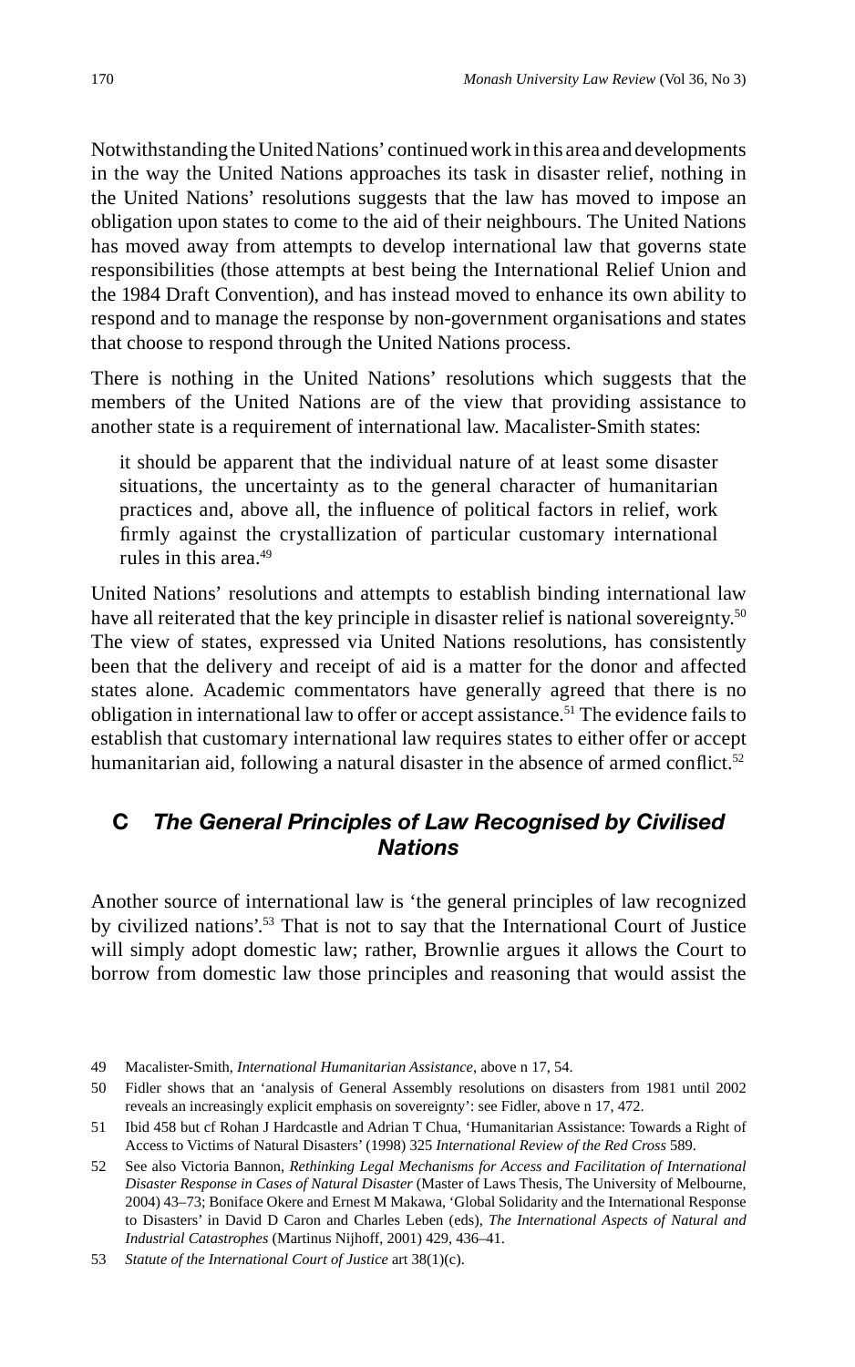Notwithstanding the United Nations' continued work in this area and developments in the way the United Nations approaches its task in disaster relief, nothing in the United Nations' resolutions suggests that the law has moved to impose an obligation upon states to come to the aid of their neighbours. The United Nations has moved away from attempts to develop international law that governs state responsibilities (those attempts at best being the International Relief Union and the 1984 Draft Convention), and has instead moved to enhance its own ability to respond and to manage the response by non-government organisations and states that choose to respond through the United Nations process.

There is nothing in the United Nations' resolutions which suggests that the members of the United Nations are of the view that providing assistance to another state is a requirement of international law. Macalister-Smith states:

> it should be apparent that the individual nature of at least some disaster situations, the uncertainty as to the general character of humanitarian practices and, above all, the influence of political factors in relief, work firmly against the crystallization of particular customary international rules in this area.[49]

United Nations' resolutions and attempts to establish binding international law have all reiterated that the key principle in disaster relief is national sovereignty.[50] The view of states, expressed via United Nations resolutions, has consistently been that the delivery and receipt of aid is a matter for the donor and affected states alone. Academic commentators have generally agreed that there is no obligation in international law to offer or accept assistance.[51] The evidence fails to establish that customary international law requires states to either offer or accept humanitarian aid, following a natural disaster in the absence of armed conflict.[52]

## C *The General Principles of Law Recognised by Civilised Nations*

Another source of international law is 'the general principles of law recognized by civilized nations'.[53] That is not to say that the International Court of Justice will simply adopt domestic law; rather, Brownlie argues it allows the Court to borrow from domestic law those principles and reasoning that would assist the

---

49 Macalister-Smith, *International Humanitarian Assistance*, above n 17, 54.

50 Fidler shows that an 'analysis of General Assembly resolutions on disasters from 1981 until 2002 reveals an increasingly explicit emphasis on sovereignty': see Fidler, above n 17, 472.

51 Ibid 458 but cf Rohan J Hardcastle and Adrian T Chua, 'Humanitarian Assistance: Towards a Right of Access to Victims of Natural Disasters' (1998) 325 *International Review of the Red Cross* 589.

52 See also Victoria Bannon, *Rethinking Legal Mechanisms for Access and Facilitation of International Disaster Response in Cases of Natural Disaster* (Master of Laws Thesis, The University of Melbourne, 2004) 43–73; Boniface Okere and Ernest M Makawa, 'Global Solidarity and the International Response to Disasters' in David D Caron and Charles Leben (eds), *The International Aspects of Natural and Industrial Catastrophes* (Martinus Nijhoff, 2001) 429, 436–41.

53 *Statute of the International Court of Justice* art 38(1)(c).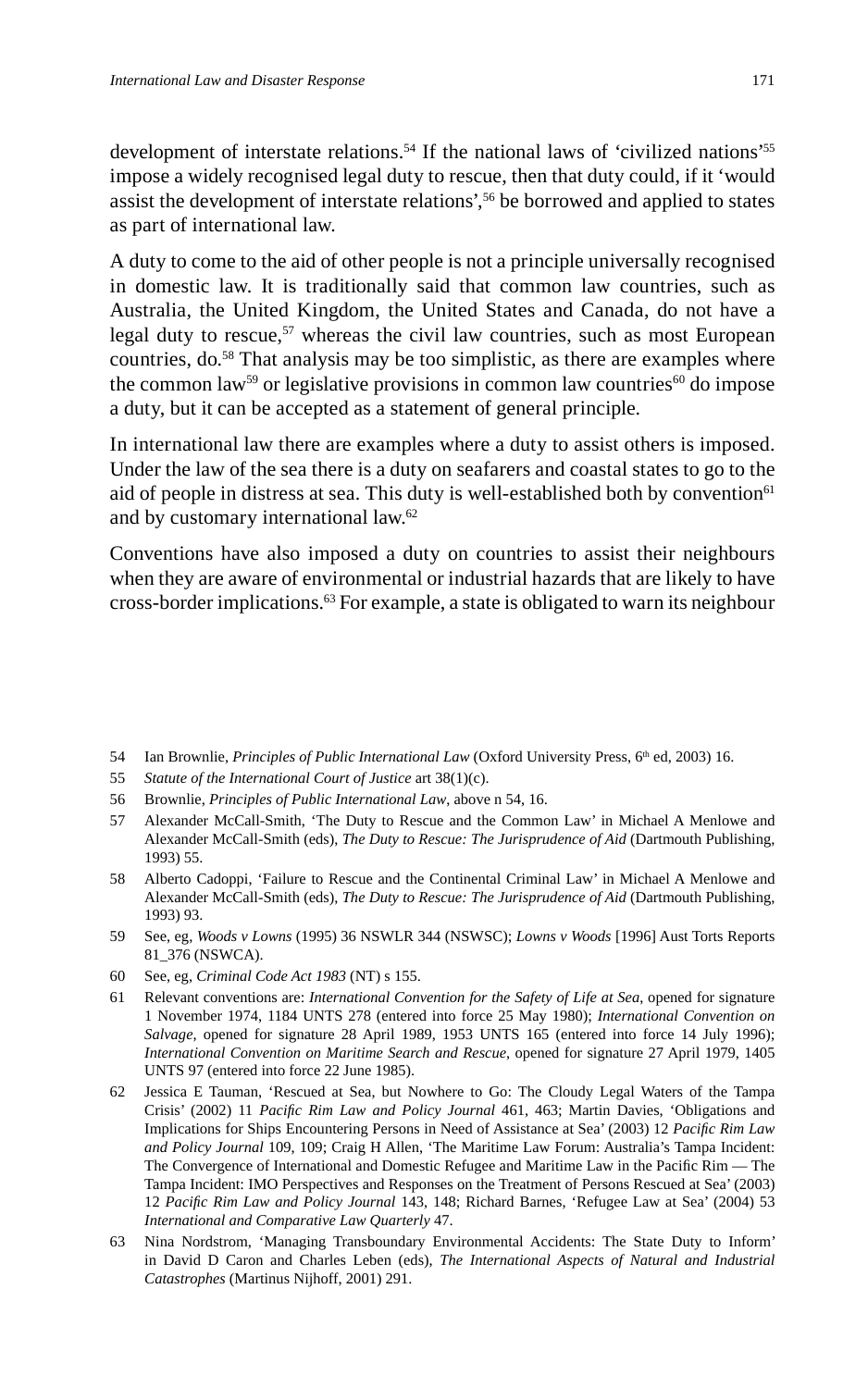development of interstate relations.[54] If the national laws of 'civilized nations'[55] impose a widely recognised legal duty to rescue, then that duty could, if it 'would assist the development of interstate relations',[56] be borrowed and applied to states as part of international law.

A duty to come to the aid of other people is not a principle universally recognised in domestic law. It is traditionally said that common law countries, such as Australia, the United Kingdom, the United States and Canada, do not have a legal duty to rescue,[57] whereas the civil law countries, such as most European countries, do.[58] That analysis may be too simplistic, as there are examples where the common law[59] or legislative provisions in common law countries[60] do impose a duty, but it can be accepted as a statement of general principle.

In international law there are examples where a duty to assist others is imposed. Under the law of the sea there is a duty on seafarers and coastal states to go to the aid of people in distress at sea. This duty is well-established both by convention[61] and by customary international law.[62]

Conventions have also imposed a duty on countries to assist their neighbours when they are aware of environmental or industrial hazards that are likely to have cross-border implications.[63] For example, a state is obligated to warn its neighbour

---

54 Ian Brownlie, *Principles of Public International Law* (Oxford University Press, 6th ed, 2003) 16.

55 *Statute of the International Court of Justice* art 38(1)(c).

56 Brownlie, *Principles of Public International Law*, above n 54, 16.

57 Alexander McCall-Smith, 'The Duty to Rescue and the Common Law' in Michael A Menlowe and Alexander McCall-Smith (eds), *The Duty to Rescue: The Jurisprudence of Aid* (Dartmouth Publishing, 1993) 55.

58 Alberto Cadoppi, 'Failure to Rescue and the Continental Criminal Law' in Michael A Menlowe and Alexander McCall-Smith (eds), *The Duty to Rescue: The Jurisprudence of Aid* (Dartmouth Publishing, 1993) 93.

59 See, eg, *Woods v Lowns* (1995) 36 NSWLR 344 (NSWSC); *Lowns v Woods* [1996] Aust Torts Reports 81_376 (NSWCA).

60 See, eg, *Criminal Code Act 1983* (NT) s 155.

61 Relevant conventions are: *International Convention for the Safety of Life at Sea*, opened for signature 1 November 1974, 1184 UNTS 278 (entered into force 25 May 1980); *International Convention on Salvage*, opened for signature 28 April 1989, 1953 UNTS 165 (entered into force 14 July 1996); *International Convention on Maritime Search and Rescue*, opened for signature 27 April 1979, 1405 UNTS 97 (entered into force 22 June 1985).

62 Jessica E Tauman, 'Rescued at Sea, but Nowhere to Go: The Cloudy Legal Waters of the Tampa Crisis' (2002) 11 *Pacific Rim Law and Policy Journal* 461, 463; Martin Davies, 'Obligations and Implications for Ships Encountering Persons in Need of Assistance at Sea' (2003) 12 *Pacific Rim Law and Policy Journal* 109, 109; Craig H Allen, 'The Maritime Law Forum: Australia's Tampa Incident: The Convergence of International and Domestic Refugee and Maritime Law in the Pacific Rim — The Tampa Incident: IMO Perspectives and Responses on the Treatment of Persons Rescued at Sea' (2003) 12 *Pacific Rim Law and Policy Journal* 143, 148; Richard Barnes, 'Refugee Law at Sea' (2004) 53 *International and Comparative Law Quarterly* 47.

63 Nina Nordstrom, 'Managing Transboundary Environmental Accidents: The State Duty to Inform' in David D Caron and Charles Leben (eds), *The International Aspects of Natural and Industrial Catastrophes* (Martinus Nijhoff, 2001) 291.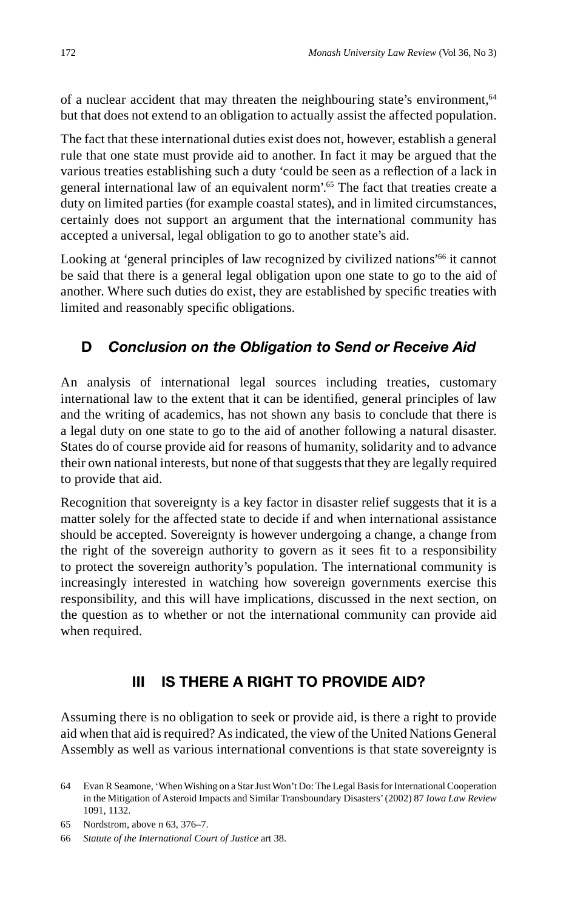of a nuclear accident that may threaten the neighbouring state's environment,[64] but that does not extend to an obligation to actually assist the affected population.

The fact that these international duties exist does not, however, establish a general rule that one state must provide aid to another. In fact it may be argued that the various treaties establishing such a duty 'could be seen as a reflection of a lack in general international law of an equivalent norm'.[65] The fact that treaties create a duty on limited parties (for example coastal states), and in limited circumstances, certainly does not support an argument that the international community has accepted a universal, legal obligation to go to another state's aid.

Looking at 'general principles of law recognized by civilized nations'[66] it cannot be said that there is a general legal obligation upon one state to go to the aid of another. Where such duties do exist, they are established by specific treaties with limited and reasonably specific obligations.

### D *Conclusion on the Obligation to Send or Receive Aid*

An analysis of international legal sources including treaties, customary international law to the extent that it can be identified, general principles of law and the writing of academics, has not shown any basis to conclude that there is a legal duty on one state to go to the aid of another following a natural disaster. States do of course provide aid for reasons of humanity, solidarity and to advance their own national interests, but none of that suggests that they are legally required to provide that aid.

Recognition that sovereignty is a key factor in disaster relief suggests that it is a matter solely for the affected state to decide if and when international assistance should be accepted. Sovereignty is however undergoing a change, a change from the right of the sovereign authority to govern as it sees fit to a responsibility to protect the sovereign authority's population. The international community is increasingly interested in watching how sovereign governments exercise this responsibility, and this will have implications, discussed in the next section, on the question as to whether or not the international community can provide aid when required.

## III IS THERE A RIGHT TO PROVIDE AID?

Assuming there is no obligation to seek or provide aid, is there a right to provide aid when that aid is required? As indicated, the view of the United Nations General Assembly as well as various international conventions is that state sovereignty is

---

64 Evan R Seamone, 'When Wishing on a Star Just Won't Do: The Legal Basis for International Cooperation in the Mitigation of Asteroid Impacts and Similar Transboundary Disasters' (2002) 87 *Iowa Law Review* 1091, 1132.

65 Nordstrom, above n 63, 376–7.

66 *Statute of the International Court of Justice* art 38.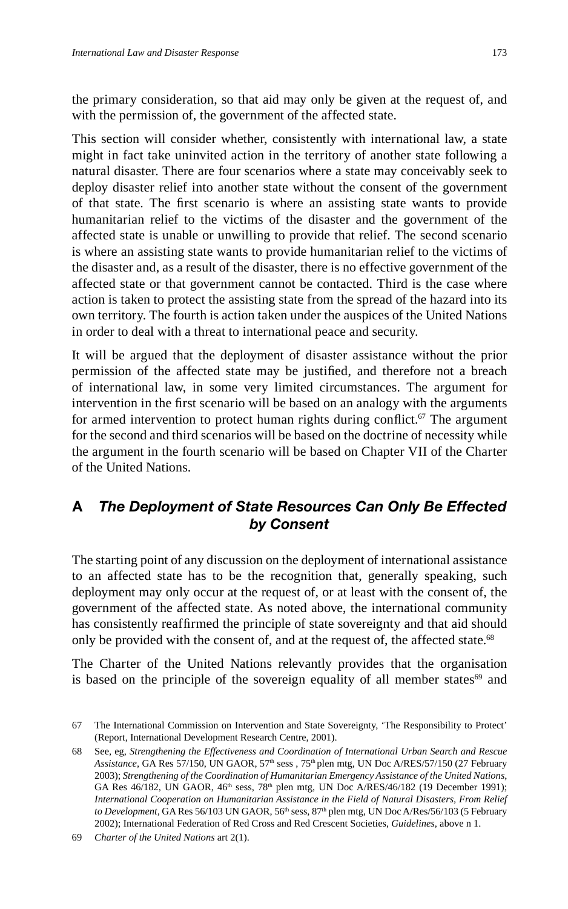the primary consideration, so that aid may only be given at the request of, and with the permission of, the government of the affected state.

This section will consider whether, consistently with international law, a state might in fact take uninvited action in the territory of another state following a natural disaster. There are four scenarios where a state may conceivably seek to deploy disaster relief into another state without the consent of the government of that state. The first scenario is where an assisting state wants to provide humanitarian relief to the victims of the disaster and the government of the affected state is unable or unwilling to provide that relief. The second scenario is where an assisting state wants to provide humanitarian relief to the victims of the disaster and, as a result of the disaster, there is no effective government of the affected state or that government cannot be contacted. Third is the case where action is taken to protect the assisting state from the spread of the hazard into its own territory. The fourth is action taken under the auspices of the United Nations in order to deal with a threat to international peace and security.

It will be argued that the deployment of disaster assistance without the prior permission of the affected state may be justified, and therefore not a breach of international law, in some very limited circumstances. The argument for intervention in the first scenario will be based on an analogy with the arguments for armed intervention to protect human rights during conflict.[67] The argument for the second and third scenarios will be based on the doctrine of necessity while the argument in the fourth scenario will be based on Chapter VII of the Charter of the United Nations.

## A *The Deployment of State Resources Can Only Be Effected by Consent*

The starting point of any discussion on the deployment of international assistance to an affected state has to be the recognition that, generally speaking, such deployment may only occur at the request of, or at least with the consent of, the government of the affected state. As noted above, the international community has consistently reaffirmed the principle of state sovereignty and that aid should only be provided with the consent of, and at the request of, the affected state.[68]

The Charter of the United Nations relevantly provides that the organisation is based on the principle of the sovereign equality of all member states[69] and

---

67 The International Commission on Intervention and State Sovereignty, 'The Responsibility to Protect' (Report, International Development Research Centre, 2001).

68 See, eg, *Strengthening the Effectiveness and Coordination of International Urban Search and Rescue Assistance*, GA Res 57/150, UN GAOR, 57th sess , 75th plen mtg, UN Doc A/RES/57/150 (27 February 2003); *Strengthening of the Coordination of Humanitarian Emergency Assistance of the United Nations*, GA Res 46/182, UN GAOR, 46th sess, 78th plen mtg, UN Doc A/RES/46/182 (19 December 1991); *International Cooperation on Humanitarian Assistance in the Field of Natural Disasters, From Relief to Development*, GA Res 56/103 UN GAOR, 56th sess, 87th plen mtg, UN Doc A/Res/56/103 (5 February 2002); International Federation of Red Cross and Red Crescent Societies, *Guidelines*, above n 1.

69 *Charter of the United Nations* art 2(1).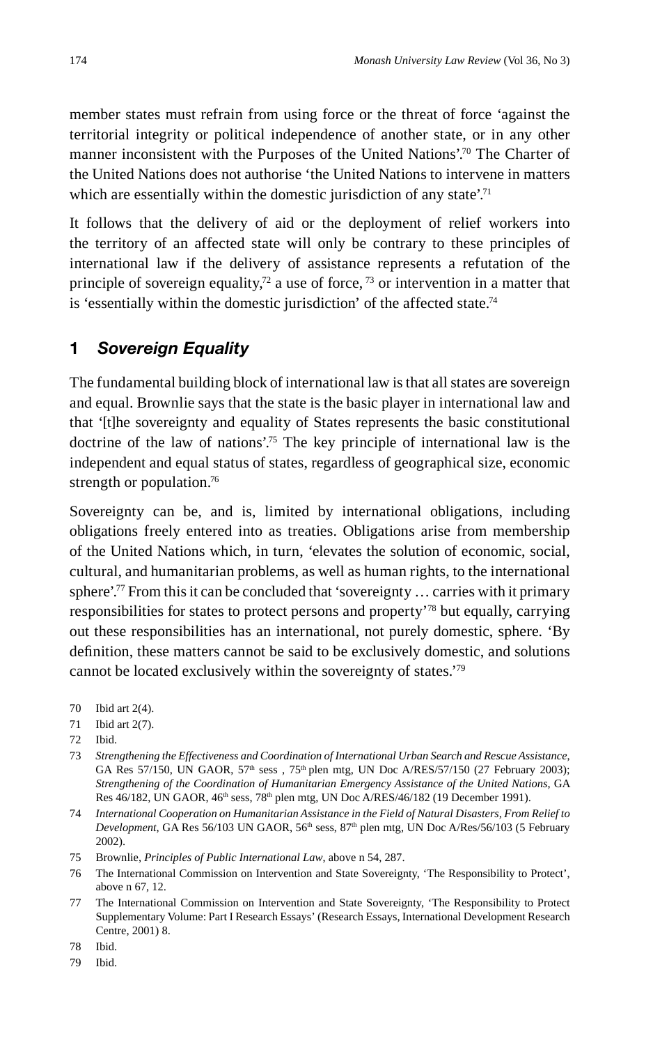member states must refrain from using force or the threat of force 'against the territorial integrity or political independence of another state, or in any other manner inconsistent with the Purposes of the United Nations'.[70] The Charter of the United Nations does not authorise 'the United Nations to intervene in matters which are essentially within the domestic jurisdiction of any state'.[71]

It follows that the delivery of aid or the deployment of relief workers into the territory of an affected state will only be contrary to these principles of international law if the delivery of assistance represents a refutation of the principle of sovereign equality,[72] a use of force,[73] or intervention in a matter that is 'essentially within the domestic jurisdiction' of the affected state.[74]

## 1 *Sovereign Equality*

The fundamental building block of international law is that all states are sovereign and equal. Brownlie says that the state is the basic player in international law and that '[t]he sovereignty and equality of States represents the basic constitutional doctrine of the law of nations'.[75] The key principle of international law is the independent and equal status of states, regardless of geographical size, economic strength or population.[76]

Sovereignty can be, and is, limited by international obligations, including obligations freely entered into as treaties. Obligations arise from membership of the United Nations which, in turn, 'elevates the solution of economic, social, cultural, and humanitarian problems, as well as human rights, to the international sphere'.[77] From this it can be concluded that 'sovereignty … carries with it primary responsibilities for states to protect persons and property'[78] but equally, carrying out these responsibilities has an international, not purely domestic, sphere. 'By definition, these matters cannot be said to be exclusively domestic, and solutions cannot be located exclusively within the sovereignty of states.'[79]

70 Ibid art 2(4).

71 Ibid art 2(7).

72 Ibid.

73 *Strengthening the Effectiveness and Coordination of International Urban Search and Rescue Assistance*, GA Res 57/150, UN GAOR, 57th sess , 75th plen mtg, UN Doc A/RES/57/150 (27 February 2003); *Strengthening of the Coordination of Humanitarian Emergency Assistance of the United Nations*, GA Res 46/182, UN GAOR, 46th sess, 78th plen mtg, UN Doc A/RES/46/182 (19 December 1991).

74 *International Cooperation on Humanitarian Assistance in the Field of Natural Disasters, From Relief to Development*, GA Res 56/103 UN GAOR, 56th sess, 87th plen mtg, UN Doc A/Res/56/103 (5 February 2002).

75 Brownlie, *Principles of Public International Law*, above n 54, 287.

76 The International Commission on Intervention and State Sovereignty, 'The Responsibility to Protect', above n 67, 12.

77 The International Commission on Intervention and State Sovereignty, 'The Responsibility to Protect Supplementary Volume: Part I Research Essays' (Research Essays, International Development Research Centre, 2001) 8.

78 Ibid.

79 Ibid.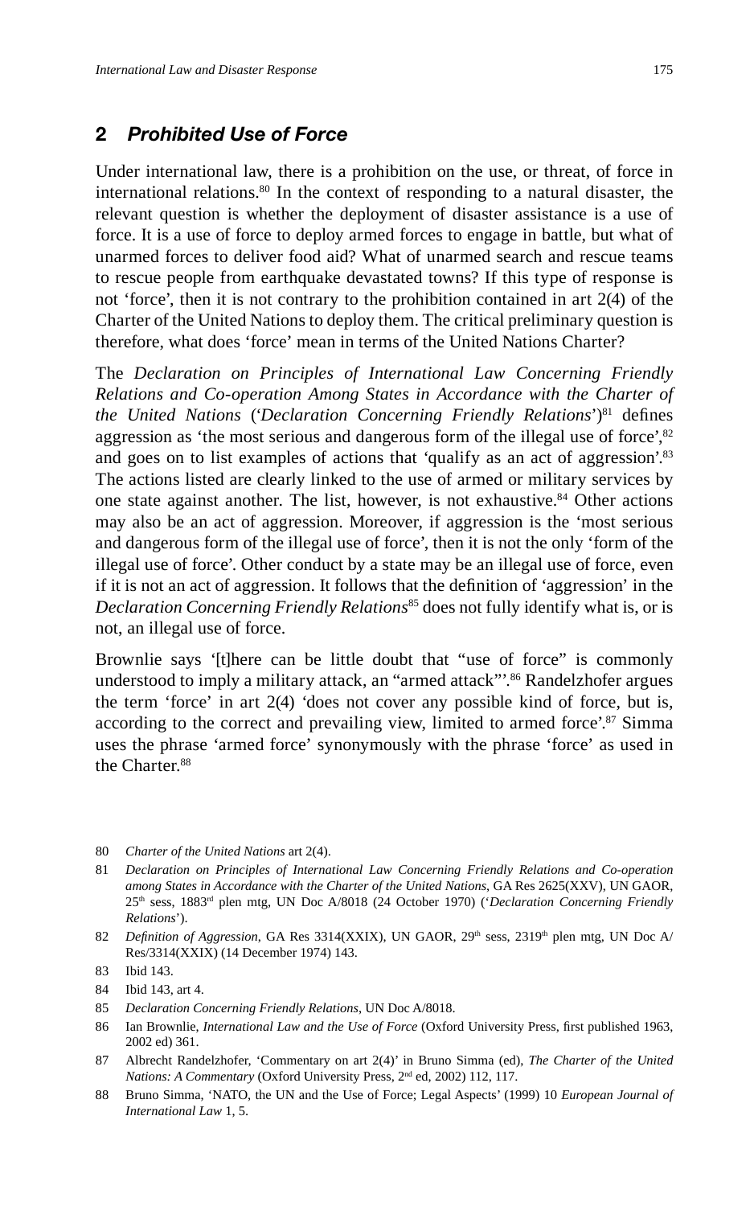## 2 *Prohibited Use of Force*

Under international law, there is a prohibition on the use, or threat, of force in international relations.[80] In the context of responding to a natural disaster, the relevant question is whether the deployment of disaster assistance is a use of force. It is a use of force to deploy armed forces to engage in battle, but what of unarmed forces to deliver food aid? What of unarmed search and rescue teams to rescue people from earthquake devastated towns? If this type of response is not 'force', then it is not contrary to the prohibition contained in art 2(4) of the Charter of the United Nations to deploy them. The critical preliminary question is therefore, what does 'force' mean in terms of the United Nations Charter?

The *Declaration on Principles of International Law Concerning Friendly Relations and Co-operation Among States in Accordance with the Charter of the United Nations* ('*Declaration Concerning Friendly Relations*')[81] defines aggression as 'the most serious and dangerous form of the illegal use of force',[82] and goes on to list examples of actions that 'qualify as an act of aggression'.[83] The actions listed are clearly linked to the use of armed or military services by one state against another. The list, however, is not exhaustive.[84] Other actions may also be an act of aggression. Moreover, if aggression is the 'most serious and dangerous form of the illegal use of force', then it is not the only 'form of the illegal use of force'. Other conduct by a state may be an illegal use of force, even if it is not an act of aggression. It follows that the definition of 'aggression' in the *Declaration Concerning Friendly Relations*[85] does not fully identify what is, or is not, an illegal use of force.

Brownlie says '[t]here can be little doubt that "use of force" is commonly understood to imply a military attack, an "armed attack"'.[86] Randelzhofer argues the term 'force' in art 2(4) 'does not cover any possible kind of force, but is, according to the correct and prevailing view, limited to armed force'.[87] Simma uses the phrase 'armed force' synonymously with the phrase 'force' as used in the Charter.[88]

---

80 *Charter of the United Nations* art 2(4).

81 *Declaration on Principles of International Law Concerning Friendly Relations and Co-operation among States in Accordance with the Charter of the United Nations*, GA Res 2625(XXV), UN GAOR, 25th sess, 1883rd plen mtg, UN Doc A/8018 (24 October 1970) ('*Declaration Concerning Friendly Relations*').

82 *Definition of Aggression*, GA Res 3314(XXIX), UN GAOR, 29th sess, 2319th plen mtg, UN Doc A/Res/3314(XXIX) (14 December 1974) 143.

83 Ibid 143.

84 Ibid 143, art 4.

85 *Declaration Concerning Friendly Relations*, UN Doc A/8018.

86 Ian Brownlie, *International Law and the Use of Force* (Oxford University Press, first published 1963, 2002 ed) 361.

87 Albrecht Randelzhofer, 'Commentary on art 2(4)' in Bruno Simma (ed), *The Charter of the United Nations: A Commentary* (Oxford University Press, 2nd ed, 2002) 112, 117.

88 Bruno Simma, 'NATO, the UN and the Use of Force; Legal Aspects' (1999) 10 *European Journal of International Law* 1, 5.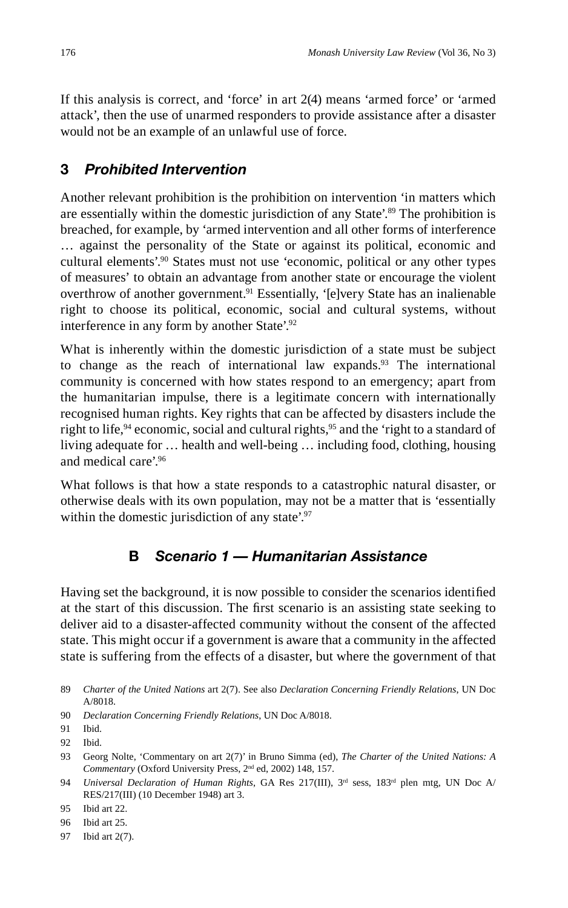If this analysis is correct, and 'force' in art 2(4) means 'armed force' or 'armed attack', then the use of unarmed responders to provide assistance after a disaster would not be an example of an unlawful use of force.

### 3 *Prohibited Intervention*

Another relevant prohibition is the prohibition on intervention 'in matters which are essentially within the domestic jurisdiction of any State'.[89] The prohibition is breached, for example, by 'armed intervention and all other forms of interference … against the personality of the State or against its political, economic and cultural elements'.[90] States must not use 'economic, political or any other types of measures' to obtain an advantage from another state or encourage the violent overthrow of another government.[91] Essentially, '[e]very State has an inalienable right to choose its political, economic, social and cultural systems, without interference in any form by another State'.[92]

What is inherently within the domestic jurisdiction of a state must be subject to change as the reach of international law expands.[93] The international community is concerned with how states respond to an emergency; apart from the humanitarian impulse, there is a legitimate concern with internationally recognised human rights. Key rights that can be affected by disasters include the right to life,[94] economic, social and cultural rights,[95] and the 'right to a standard of living adequate for … health and well-being … including food, clothing, housing and medical care'.[96]

What follows is that how a state responds to a catastrophic natural disaster, or otherwise deals with its own population, may not be a matter that is 'essentially within the domestic jurisdiction of any state'.[97]

## B *Scenario 1 — Humanitarian Assistance*

Having set the background, it is now possible to consider the scenarios identified at the start of this discussion. The first scenario is an assisting state seeking to deliver aid to a disaster-affected community without the consent of the affected state. This might occur if a government is aware that a community in the affected state is suffering from the effects of a disaster, but where the government of that

---

89 *Charter of the United Nations* art 2(7). See also *Declaration Concerning Friendly Relations*, UN Doc A/8018.

90 *Declaration Concerning Friendly Relations*, UN Doc A/8018.

91 Ibid.

92 Ibid.

93 Georg Nolte, 'Commentary on art 2(7)' in Bruno Simma (ed), *The Charter of the United Nations: A Commentary* (Oxford University Press, 2nd ed, 2002) 148, 157.

94 *Universal Declaration of Human Rights*, GA Res 217(III), 3rd sess, 183rd plen mtg, UN Doc A/RES/217(III) (10 December 1948) art 3.

95 Ibid art 22.

96 Ibid art 25.

97 Ibid art 2(7).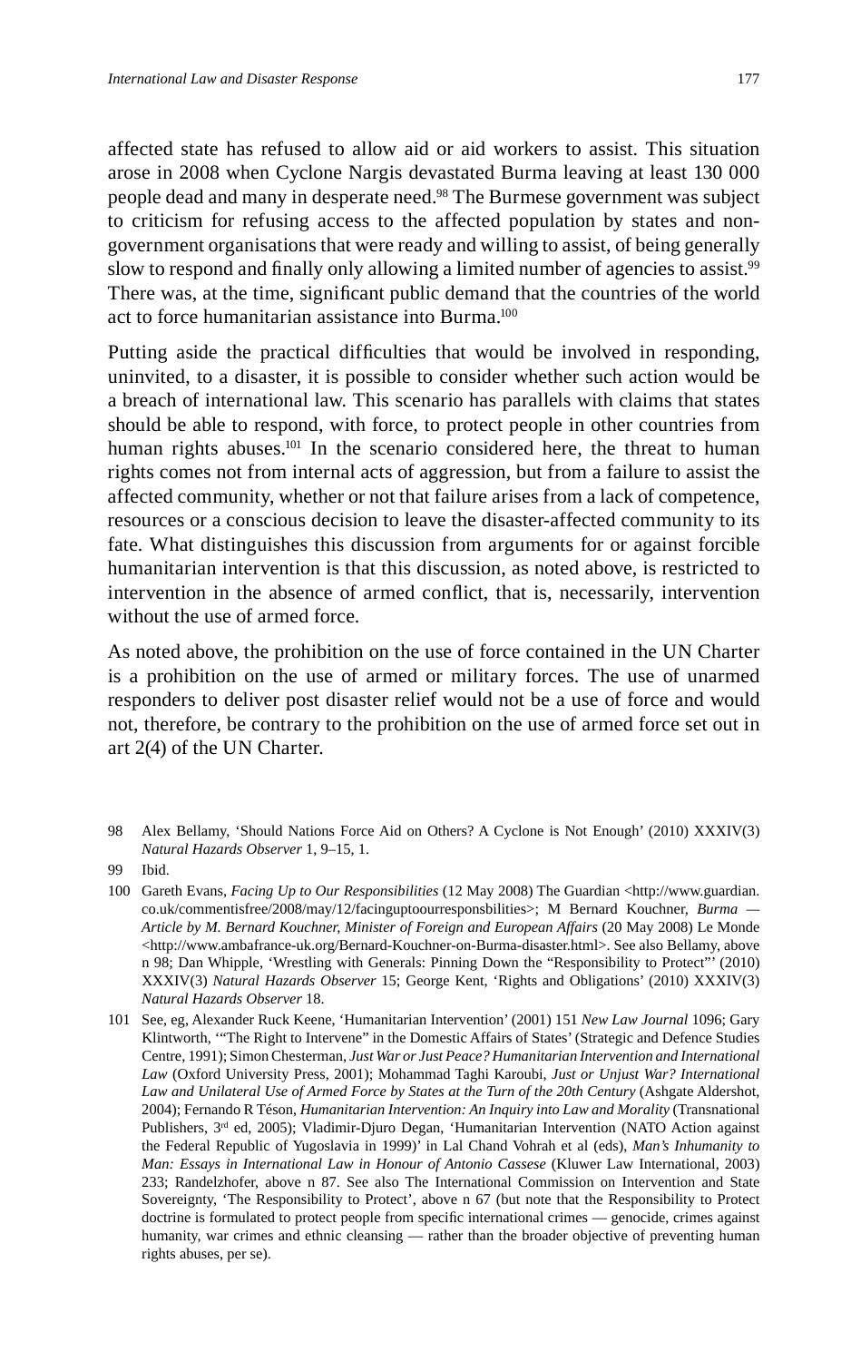affected state has refused to allow aid or aid workers to assist. This situation arose in 2008 when Cyclone Nargis devastated Burma leaving at least 130 000 people dead and many in desperate need.[98] The Burmese government was subject to criticism for refusing access to the affected population by states and non-government organisations that were ready and willing to assist, of being generally slow to respond and finally only allowing a limited number of agencies to assist.[99] There was, at the time, significant public demand that the countries of the world act to force humanitarian assistance into Burma.[100]

Putting aside the practical difficulties that would be involved in responding, uninvited, to a disaster, it is possible to consider whether such action would be a breach of international law. This scenario has parallels with claims that states should be able to respond, with force, to protect people in other countries from human rights abuses.[101] In the scenario considered here, the threat to human rights comes not from internal acts of aggression, but from a failure to assist the affected community, whether or not that failure arises from a lack of competence, resources or a conscious decision to leave the disaster-affected community to its fate. What distinguishes this discussion from arguments for or against forcible humanitarian intervention is that this discussion, as noted above, is restricted to intervention in the absence of armed conflict, that is, necessarily, intervention without the use of armed force.

As noted above, the prohibition on the use of force contained in the UN Charter is a prohibition on the use of armed or military forces. The use of unarmed responders to deliver post disaster relief would not be a use of force and would not, therefore, be contrary to the prohibition on the use of armed force set out in art 2(4) of the UN Charter.

---

98 Alex Bellamy, 'Should Nations Force Aid on Others? A Cyclone is Not Enough' (2010) XXXIV(3) *Natural Hazards Observer* 1, 9–15, 1.

99 Ibid.

100 Gareth Evans, *Facing Up to Our Responsibilities* (12 May 2008) The Guardian <http://www.guardian.co.uk/commentisfree/2008/may/12/facinguptoourresponsbilities>; M Bernard Kouchner, *Burma — Article by M. Bernard Kouchner, Minister of Foreign and European Affairs* (20 May 2008) Le Monde <http://www.ambafrance-uk.org/Bernard-Kouchner-on-Burma-disaster.html>. See also Bellamy, above n 98; Dan Whipple, 'Wrestling with Generals: Pinning Down the "Responsibility to Protect"' (2010) XXXIV(3) *Natural Hazards Observer* 15; George Kent, 'Rights and Obligations' (2010) XXXIV(3) *Natural Hazards Observer* 18.

101 See, eg, Alexander Ruck Keene, 'Humanitarian Intervention' (2001) 151 *New Law Journal* 1096; Gary Klintworth, '"The Right to Intervene" in the Domestic Affairs of States' (Strategic and Defence Studies Centre, 1991); Simon Chesterman, *Just War or Just Peace? Humanitarian Intervention and International Law* (Oxford University Press, 2001); Mohammad Taghi Karoubi, *Just or Unjust War? International Law and Unilateral Use of Armed Force by States at the Turn of the 20th Century* (Ashgate Aldershot, 2004); Fernando R Téson, *Humanitarian Intervention: An Inquiry into Law and Morality* (Transnational Publishers, 3rd ed, 2005); Vladimir-Djuro Degan, 'Humanitarian Intervention (NATO Action against the Federal Republic of Yugoslavia in 1999)' in Lal Chand Vohrah et al (eds), *Man's Inhumanity to Man: Essays in International Law in Honour of Antonio Cassese* (Kluwer Law International, 2003) 233; Randelzhofer, above n 87. See also The International Commission on Intervention and State Sovereignty, 'The Responsibility to Protect', above n 67 (but note that the Responsibility to Protect doctrine is formulated to protect people from specific international crimes — genocide, crimes against humanity, war crimes and ethnic cleansing — rather than the broader objective of preventing human rights abuses, per se).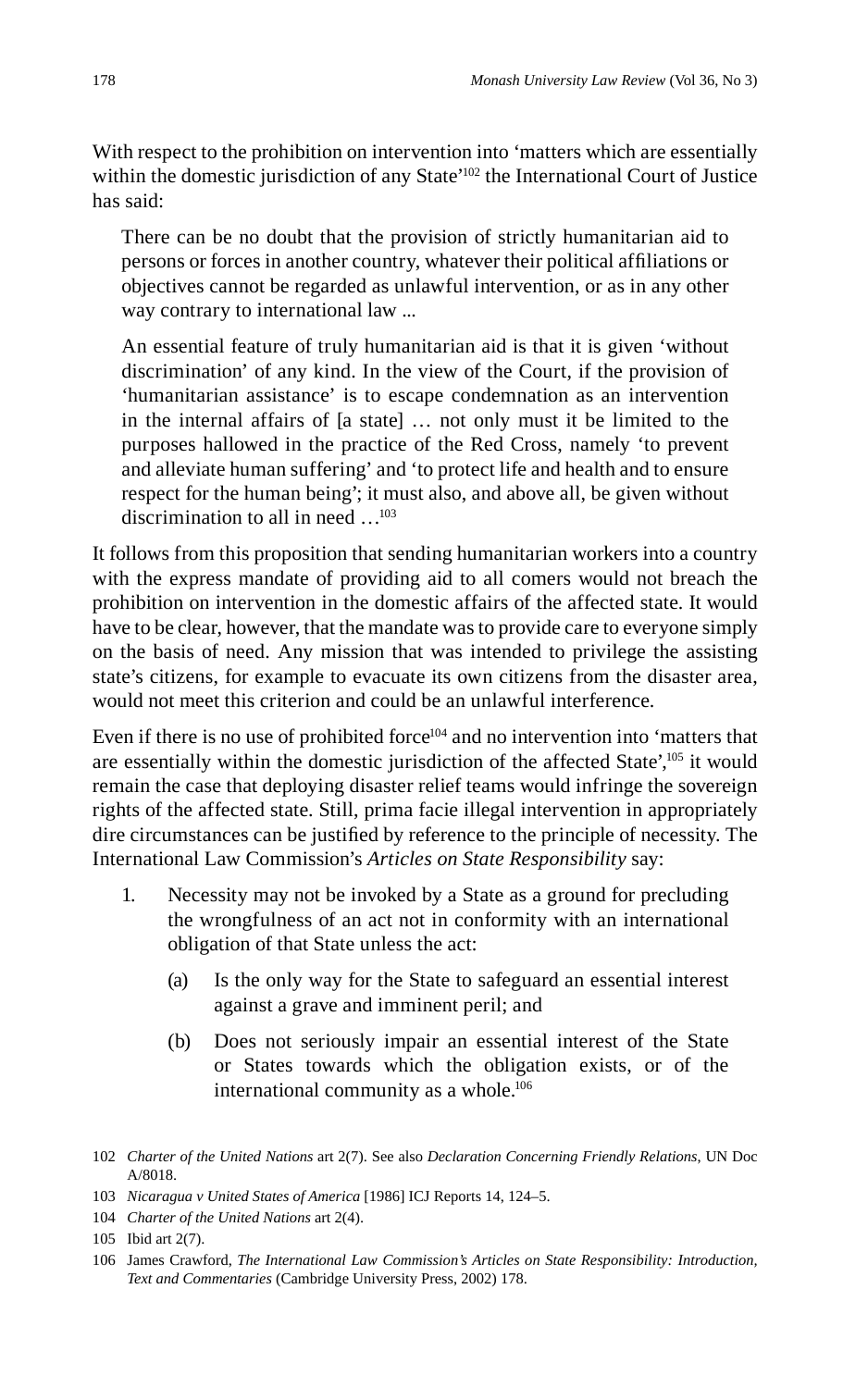With respect to the prohibition on intervention into 'matters which are essentially within the domestic jurisdiction of any State'[102] the International Court of Justice has said:

> There can be no doubt that the provision of strictly humanitarian aid to persons or forces in another country, whatever their political affiliations or objectives cannot be regarded as unlawful intervention, or as in any other way contrary to international law ...
>
> An essential feature of truly humanitarian aid is that it is given 'without discrimination' of any kind. In the view of the Court, if the provision of 'humanitarian assistance' is to escape condemnation as an intervention in the internal affairs of [a state] … not only must it be limited to the purposes hallowed in the practice of the Red Cross, namely 'to prevent and alleviate human suffering' and 'to protect life and health and to ensure respect for the human being'; it must also, and above all, be given without discrimination to all in need …[103]

It follows from this proposition that sending humanitarian workers into a country with the express mandate of providing aid to all comers would not breach the prohibition on intervention in the domestic affairs of the affected state. It would have to be clear, however, that the mandate was to provide care to everyone simply on the basis of need. Any mission that was intended to privilege the assisting state's citizens, for example to evacuate its own citizens from the disaster area, would not meet this criterion and could be an unlawful interference.

Even if there is no use of prohibited force[104] and no intervention into 'matters that are essentially within the domestic jurisdiction of the affected State',[105] it would remain the case that deploying disaster relief teams would infringe the sovereign rights of the affected state. Still, prima facie illegal intervention in appropriately dire circumstances can be justified by reference to the principle of necessity. The International Law Commission's *Articles on State Responsibility* say:

> 1. Necessity may not be invoked by a State as a ground for precluding the wrongfulness of an act not in conformity with an international obligation of that State unless the act:
>
>     (a) Is the only way for the State to safeguard an essential interest against a grave and imminent peril; and
>
>     (b) Does not seriously impair an essential interest of the State or States towards which the obligation exists, or of the international community as a whole.[106]

---

102 *Charter of the United Nations* art 2(7). See also *Declaration Concerning Friendly Relations*, UN Doc A/8018.

103 *Nicaragua v United States of America* [1986] ICJ Reports 14, 124–5.

104 *Charter of the United Nations* art 2(4).

105 Ibid art 2(7).

106 James Crawford, *The International Law Commission's Articles on State Responsibility: Introduction, Text and Commentaries* (Cambridge University Press, 2002) 178.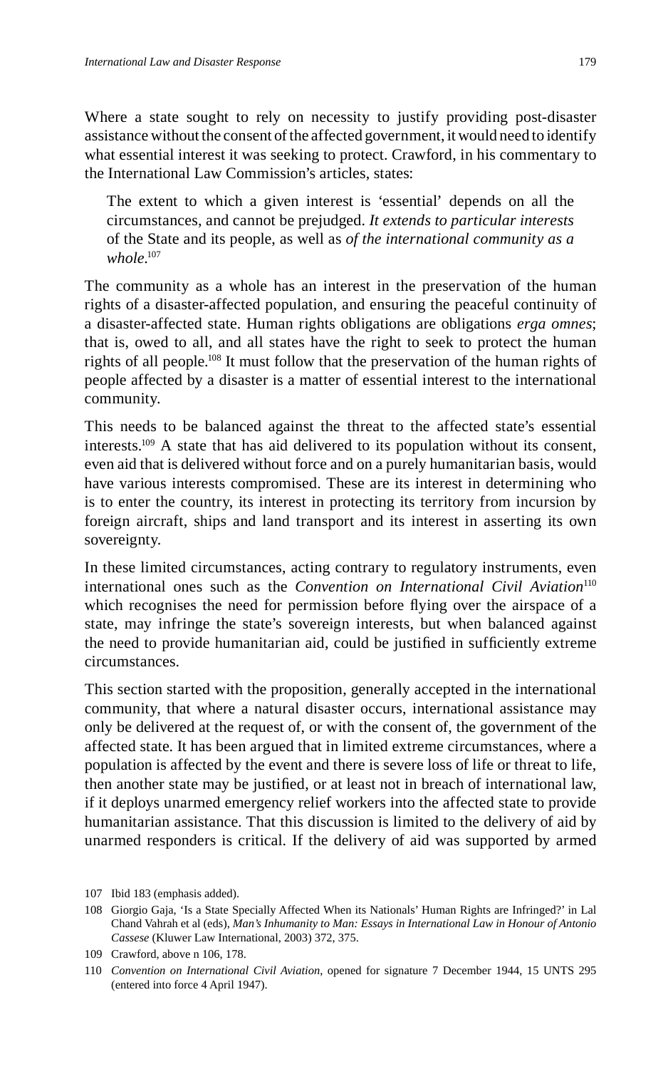Where a state sought to rely on necessity to justify providing post-disaster assistance without the consent of the affected government, it would need to identify what essential interest it was seeking to protect. Crawford, in his commentary to the International Law Commission's articles, states:

> The extent to which a given interest is 'essential' depends on all the circumstances, and cannot be prejudged. *It extends to particular interests* of the State and its people, as well as *of the international community as a whole*.[107]

The community as a whole has an interest in the preservation of the human rights of a disaster-affected population, and ensuring the peaceful continuity of a disaster-affected state. Human rights obligations are obligations *erga omnes*; that is, owed to all, and all states have the right to seek to protect the human rights of all people.[108] It must follow that the preservation of the human rights of people affected by a disaster is a matter of essential interest to the international community.

This needs to be balanced against the threat to the affected state's essential interests.[109] A state that has aid delivered to its population without its consent, even aid that is delivered without force and on a purely humanitarian basis, would have various interests compromised. These are its interest in determining who is to enter the country, its interest in protecting its territory from incursion by foreign aircraft, ships and land transport and its interest in asserting its own sovereignty.

In these limited circumstances, acting contrary to regulatory instruments, even international ones such as the *Convention on International Civil Aviation*[110] which recognises the need for permission before flying over the airspace of a state, may infringe the state's sovereign interests, but when balanced against the need to provide humanitarian aid, could be justified in sufficiently extreme circumstances.

This section started with the proposition, generally accepted in the international community, that where a natural disaster occurs, international assistance may only be delivered at the request of, or with the consent of, the government of the affected state. It has been argued that in limited extreme circumstances, where a population is affected by the event and there is severe loss of life or threat to life, then another state may be justified, or at least not in breach of international law, if it deploys unarmed emergency relief workers into the affected state to provide humanitarian assistance. That this discussion is limited to the delivery of aid by unarmed responders is critical. If the delivery of aid was supported by armed

---

107 Ibid 183 (emphasis added).

108 Giorgio Gaja, 'Is a State Specially Affected When its Nationals' Human Rights are Infringed?' in Lal Chand Vahrah et al (eds), *Man's Inhumanity to Man: Essays in International Law in Honour of Antonio Cassese* (Kluwer Law International, 2003) 372, 375.

109 Crawford, above n 106, 178.

110 *Convention on International Civil Aviation*, opened for signature 7 December 1944, 15 UNTS 295 (entered into force 4 April 1947).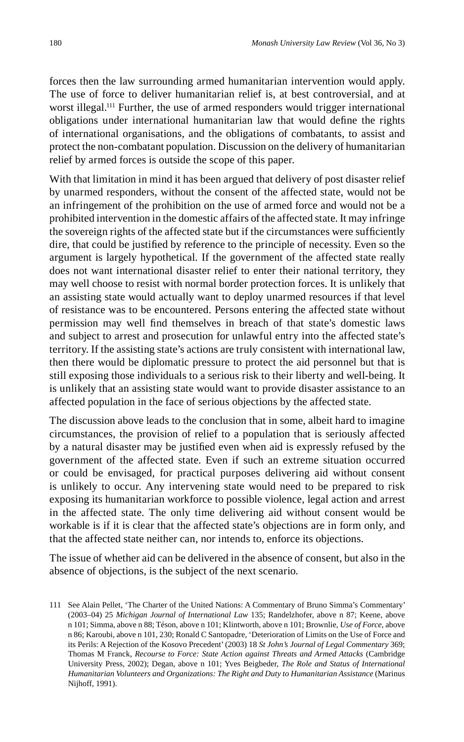forces then the law surrounding armed humanitarian intervention would apply. The use of force to deliver humanitarian relief is, at best controversial, and at worst illegal.[111] Further, the use of armed responders would trigger international obligations under international humanitarian law that would define the rights of international organisations, and the obligations of combatants, to assist and protect the non-combatant population. Discussion on the delivery of humanitarian relief by armed forces is outside the scope of this paper.

With that limitation in mind it has been argued that delivery of post disaster relief by unarmed responders, without the consent of the affected state, would not be an infringement of the prohibition on the use of armed force and would not be a prohibited intervention in the domestic affairs of the affected state. It may infringe the sovereign rights of the affected state but if the circumstances were sufficiently dire, that could be justified by reference to the principle of necessity. Even so the argument is largely hypothetical. If the government of the affected state really does not want international disaster relief to enter their national territory, they may well choose to resist with normal border protection forces. It is unlikely that an assisting state would actually want to deploy unarmed resources if that level of resistance was to be encountered. Persons entering the affected state without permission may well find themselves in breach of that state's domestic laws and subject to arrest and prosecution for unlawful entry into the affected state's territory. If the assisting state's actions are truly consistent with international law, then there would be diplomatic pressure to protect the aid personnel but that is still exposing those individuals to a serious risk to their liberty and well-being. It is unlikely that an assisting state would want to provide disaster assistance to an affected population in the face of serious objections by the affected state.

The discussion above leads to the conclusion that in some, albeit hard to imagine circumstances, the provision of relief to a population that is seriously affected by a natural disaster may be justified even when aid is expressly refused by the government of the affected state. Even if such an extreme situation occurred or could be envisaged, for practical purposes delivering aid without consent is unlikely to occur. Any intervening state would need to be prepared to risk exposing its humanitarian workforce to possible violence, legal action and arrest in the affected state. The only time delivering aid without consent would be workable is if it is clear that the affected state's objections are in form only, and that the affected state neither can, nor intends to, enforce its objections.

The issue of whether aid can be delivered in the absence of consent, but also in the absence of objections, is the subject of the next scenario.

111 See Alain Pellet, 'The Charter of the United Nations: A Commentary of Bruno Simma's Commentary' (2003–04) 25 *Michigan Journal of International Law* 135; Randelzhofer, above n 87; Keene, above n 101; Simma, above n 88; Téson, above n 101; Klintworth, above n 101; Brownlie, *Use of Force*, above n 86; Karoubi, above n 101, 230; Ronald C Santopadre, 'Deterioration of Limits on the Use of Force and its Perils: A Rejection of the Kosovo Precedent' (2003) 18 *St John's Journal of Legal Commentary* 369; Thomas M Franck, *Recourse to Force: State Action against Threats and Armed Attacks* (Cambridge University Press, 2002); Degan, above n 101; Yves Beigbeder, *The Role and Status of International Humanitarian Volunteers and Organizations: The Right and Duty to Humanitarian Assistance* (Marinus Nijhoff, 1991).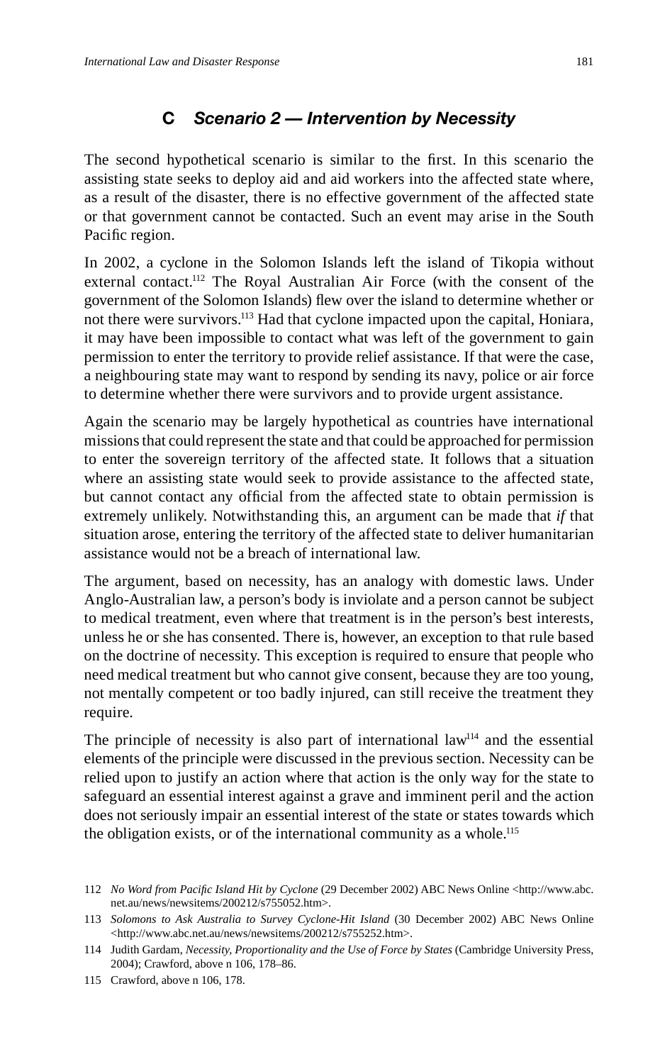## C *Scenario 2 — Intervention by Necessity*

The second hypothetical scenario is similar to the first. In this scenario the assisting state seeks to deploy aid and aid workers into the affected state where, as a result of the disaster, there is no effective government of the affected state or that government cannot be contacted. Such an event may arise in the South Pacific region.

In 2002, a cyclone in the Solomon Islands left the island of Tikopia without external contact.[112] The Royal Australian Air Force (with the consent of the government of the Solomon Islands) flew over the island to determine whether or not there were survivors.[113] Had that cyclone impacted upon the capital, Honiara, it may have been impossible to contact what was left of the government to gain permission to enter the territory to provide relief assistance. If that were the case, a neighbouring state may want to respond by sending its navy, police or air force to determine whether there were survivors and to provide urgent assistance.

Again the scenario may be largely hypothetical as countries have international missions that could represent the state and that could be approached for permission to enter the sovereign territory of the affected state. It follows that a situation where an assisting state would seek to provide assistance to the affected state, but cannot contact any official from the affected state to obtain permission is extremely unlikely. Notwithstanding this, an argument can be made that *if* that situation arose, entering the territory of the affected state to deliver humanitarian assistance would not be a breach of international law.

The argument, based on necessity, has an analogy with domestic laws. Under Anglo-Australian law, a person's body is inviolate and a person cannot be subject to medical treatment, even where that treatment is in the person's best interests, unless he or she has consented. There is, however, an exception to that rule based on the doctrine of necessity. This exception is required to ensure that people who need medical treatment but who cannot give consent, because they are too young, not mentally competent or too badly injured, can still receive the treatment they require.

The principle of necessity is also part of international law[114] and the essential elements of the principle were discussed in the previous section. Necessity can be relied upon to justify an action where that action is the only way for the state to safeguard an essential interest against a grave and imminent peril and the action does not seriously impair an essential interest of the state or states towards which the obligation exists, or of the international community as a whole.[115]

---

112 *No Word from Pacific Island Hit by Cyclone* (29 December 2002) ABC News Online <http://www.abc.net.au/news/newsitems/200212/s755052.htm>.

113 *Solomons to Ask Australia to Survey Cyclone-Hit Island* (30 December 2002) ABC News Online <http://www.abc.net.au/news/newsitems/200212/s755252.htm>.

114 Judith Gardam, *Necessity, Proportionality and the Use of Force by States* (Cambridge University Press, 2004); Crawford, above n 106, 178–86.

115 Crawford, above n 106, 178.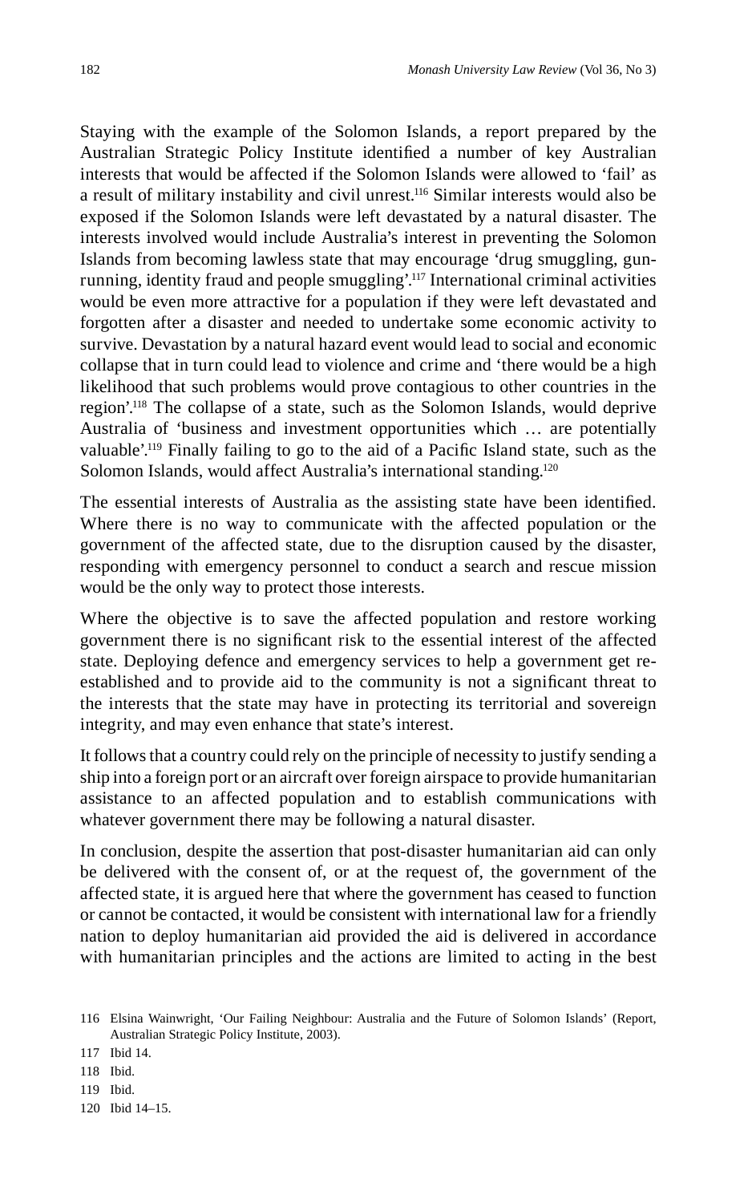Staying with the example of the Solomon Islands, a report prepared by the Australian Strategic Policy Institute identified a number of key Australian interests that would be affected if the Solomon Islands were allowed to 'fail' as a result of military instability and civil unrest.[116] Similar interests would also be exposed if the Solomon Islands were left devastated by a natural disaster. The interests involved would include Australia's interest in preventing the Solomon Islands from becoming lawless state that may encourage 'drug smuggling, gun-running, identity fraud and people smuggling'.[117] International criminal activities would be even more attractive for a population if they were left devastated and forgotten after a disaster and needed to undertake some economic activity to survive. Devastation by a natural hazard event would lead to social and economic collapse that in turn could lead to violence and crime and 'there would be a high likelihood that such problems would prove contagious to other countries in the region'.[118] The collapse of a state, such as the Solomon Islands, would deprive Australia of 'business and investment opportunities which … are potentially valuable'.[119] Finally failing to go to the aid of a Pacific Island state, such as the Solomon Islands, would affect Australia's international standing.[120]

The essential interests of Australia as the assisting state have been identified. Where there is no way to communicate with the affected population or the government of the affected state, due to the disruption caused by the disaster, responding with emergency personnel to conduct a search and rescue mission would be the only way to protect those interests.

Where the objective is to save the affected population and restore working government there is no significant risk to the essential interest of the affected state. Deploying defence and emergency services to help a government get re-established and to provide aid to the community is not a significant threat to the interests that the state may have in protecting its territorial and sovereign integrity, and may even enhance that state's interest.

It follows that a country could rely on the principle of necessity to justify sending a ship into a foreign port or an aircraft over foreign airspace to provide humanitarian assistance to an affected population and to establish communications with whatever government there may be following a natural disaster.

In conclusion, despite the assertion that post-disaster humanitarian aid can only be delivered with the consent of, or at the request of, the government of the affected state, it is argued here that where the government has ceased to function or cannot be contacted, it would be consistent with international law for a friendly nation to deploy humanitarian aid provided the aid is delivered in accordance with humanitarian principles and the actions are limited to acting in the best

116 Elsina Wainwright, 'Our Failing Neighbour: Australia and the Future of Solomon Islands' (Report, Australian Strategic Policy Institute, 2003).

117 Ibid 14.

118 Ibid.

119 Ibid.

120 Ibid 14–15.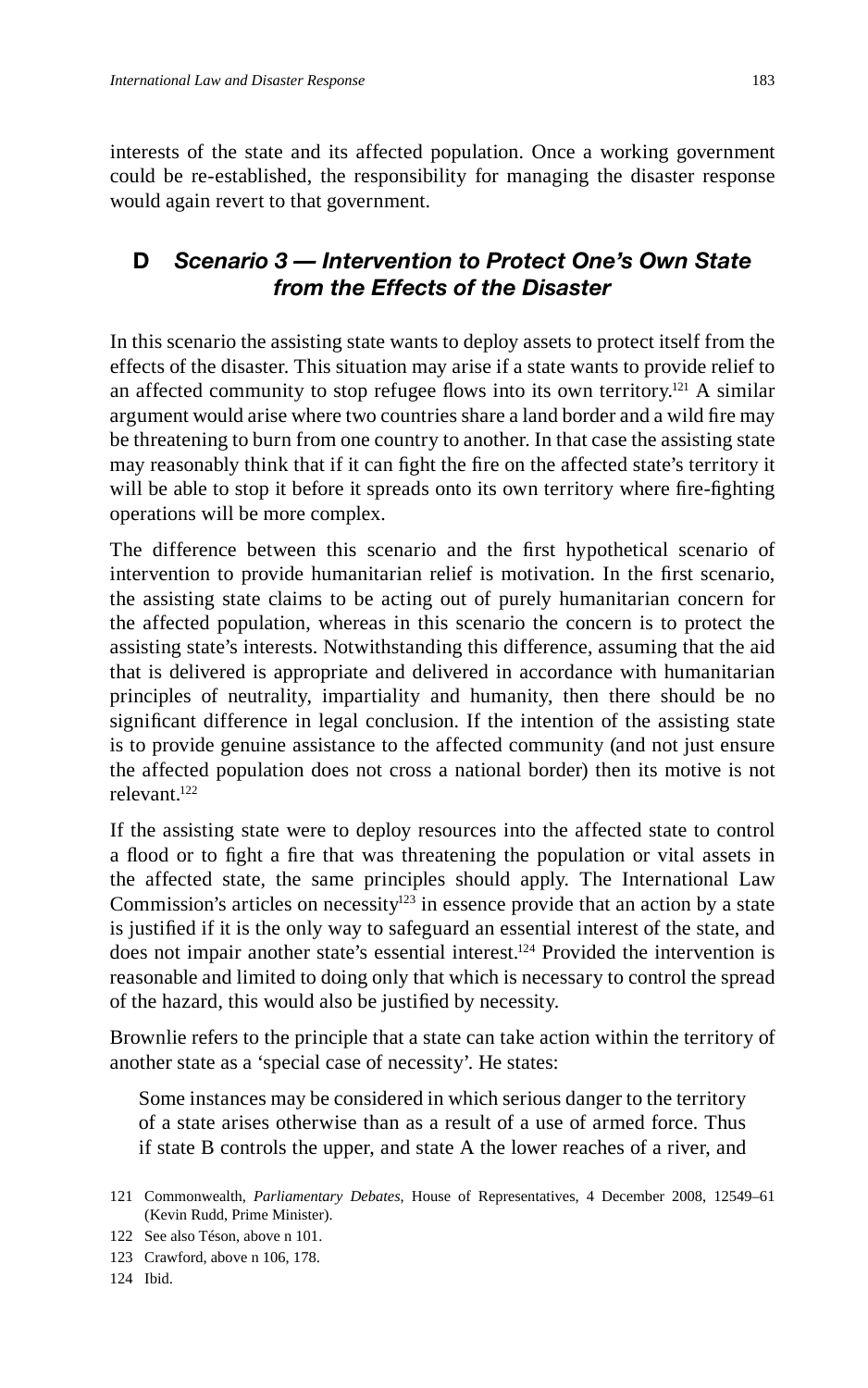interests of the state and its affected population. Once a working government could be re-established, the responsibility for managing the disaster response would again revert to that government.

## D *Scenario 3 — Intervention to Protect One's Own State from the Effects of the Disaster*

In this scenario the assisting state wants to deploy assets to protect itself from the effects of the disaster. This situation may arise if a state wants to provide relief to an affected community to stop refugee flows into its own territory.[121] A similar argument would arise where two countries share a land border and a wild fire may be threatening to burn from one country to another. In that case the assisting state may reasonably think that if it can fight the fire on the affected state's territory it will be able to stop it before it spreads onto its own territory where fire-fighting operations will be more complex.

The difference between this scenario and the first hypothetical scenario of intervention to provide humanitarian relief is motivation. In the first scenario, the assisting state claims to be acting out of purely humanitarian concern for the affected population, whereas in this scenario the concern is to protect the assisting state's interests. Notwithstanding this difference, assuming that the aid that is delivered is appropriate and delivered in accordance with humanitarian principles of neutrality, impartiality and humanity, then there should be no significant difference in legal conclusion. If the intention of the assisting state is to provide genuine assistance to the affected community (and not just ensure the affected population does not cross a national border) then its motive is not relevant.[122]

If the assisting state were to deploy resources into the affected state to control a flood or to fight a fire that was threatening the population or vital assets in the affected state, the same principles should apply. The International Law Commission's articles on necessity[123] in essence provide that an action by a state is justified if it is the only way to safeguard an essential interest of the state, and does not impair another state's essential interest.[124] Provided the intervention is reasonable and limited to doing only that which is necessary to control the spread of the hazard, this would also be justified by necessity.

Brownlie refers to the principle that a state can take action within the territory of another state as a 'special case of necessity'. He states:

> Some instances may be considered in which serious danger to the territory of a state arises otherwise than as a result of a use of armed force. Thus if state B controls the upper, and state A the lower reaches of a river, and

121 Commonwealth, *Parliamentary Debates*, House of Representatives, 4 December 2008, 12549–61 (Kevin Rudd, Prime Minister).

122 See also Téson, above n 101.

123 Crawford, above n 106, 178.

124 Ibid.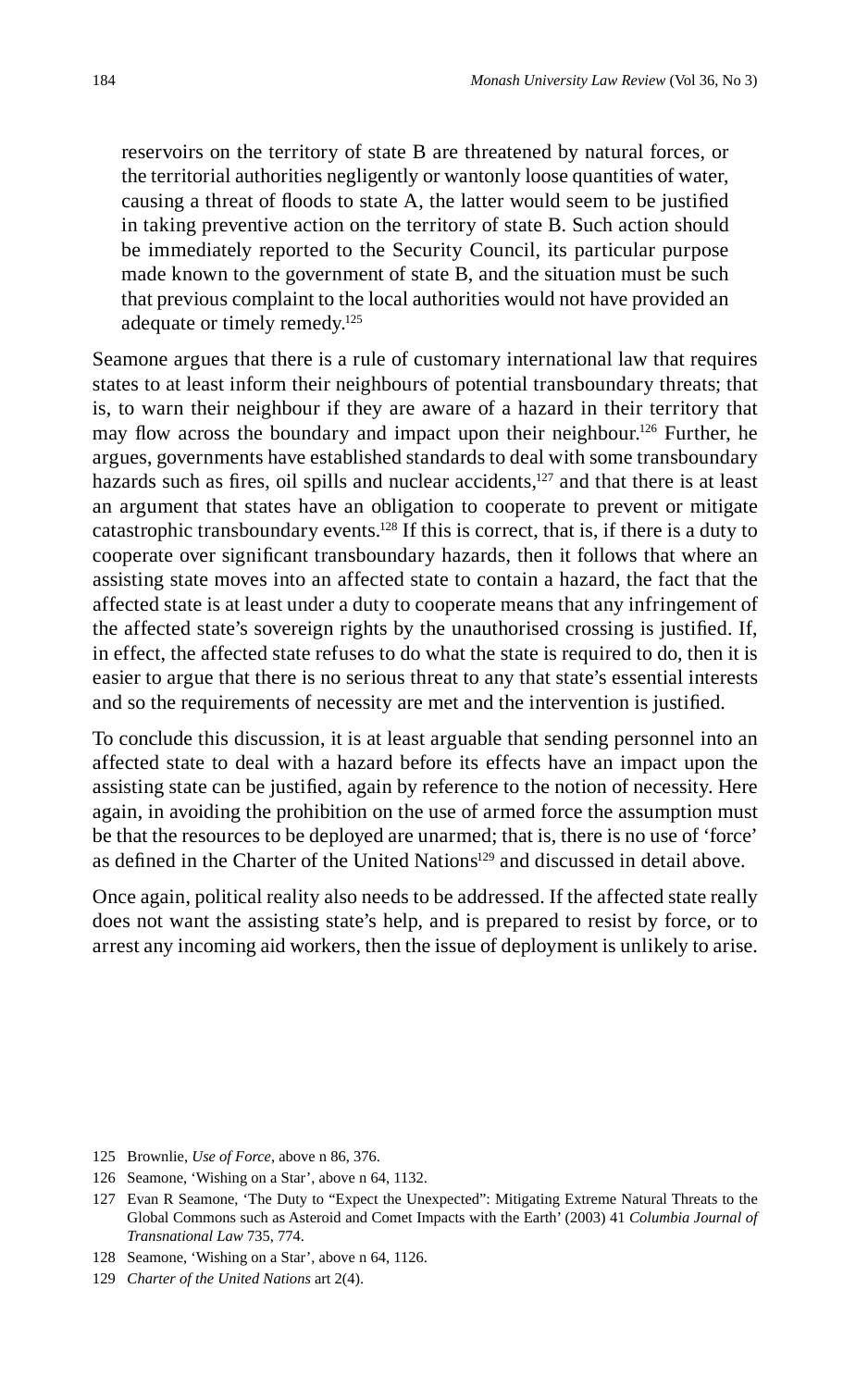> reservoirs on the territory of state B are threatened by natural forces, or the territorial authorities negligently or wantonly loose quantities of water, causing a threat of floods to state A, the latter would seem to be justified in taking preventive action on the territory of state B. Such action should be immediately reported to the Security Council, its particular purpose made known to the government of state B, and the situation must be such that previous complaint to the local authorities would not have provided an adequate or timely remedy.[125]

Seamone argues that there is a rule of customary international law that requires states to at least inform their neighbours of potential transboundary threats; that is, to warn their neighbour if they are aware of a hazard in their territory that may flow across the boundary and impact upon their neighbour.[126] Further, he argues, governments have established standards to deal with some transboundary hazards such as fires, oil spills and nuclear accidents,[127] and that there is at least an argument that states have an obligation to cooperate to prevent or mitigate catastrophic transboundary events.[128] If this is correct, that is, if there is a duty to cooperate over significant transboundary hazards, then it follows that where an assisting state moves into an affected state to contain a hazard, the fact that the affected state is at least under a duty to cooperate means that any infringement of the affected state's sovereign rights by the unauthorised crossing is justified. If, in effect, the affected state refuses to do what the state is required to do, then it is easier to argue that there is no serious threat to any that state's essential interests and so the requirements of necessity are met and the intervention is justified.

To conclude this discussion, it is at least arguable that sending personnel into an affected state to deal with a hazard before its effects have an impact upon the assisting state can be justified, again by reference to the notion of necessity. Here again, in avoiding the prohibition on the use of armed force the assumption must be that the resources to be deployed are unarmed; that is, there is no use of 'force' as defined in the Charter of the United Nations[129] and discussed in detail above.

Once again, political reality also needs to be addressed. If the affected state really does not want the assisting state's help, and is prepared to resist by force, or to arrest any incoming aid workers, then the issue of deployment is unlikely to arise.

125 Brownlie, *Use of Force*, above n 86, 376.

126 Seamone, 'Wishing on a Star', above n 64, 1132.

127 Evan R Seamone, 'The Duty to "Expect the Unexpected": Mitigating Extreme Natural Threats to the Global Commons such as Asteroid and Comet Impacts with the Earth' (2003) 41 *Columbia Journal of Transnational Law* 735, 774.

128 Seamone, 'Wishing on a Star', above n 64, 1126.

129 *Charter of the United Nations* art 2(4).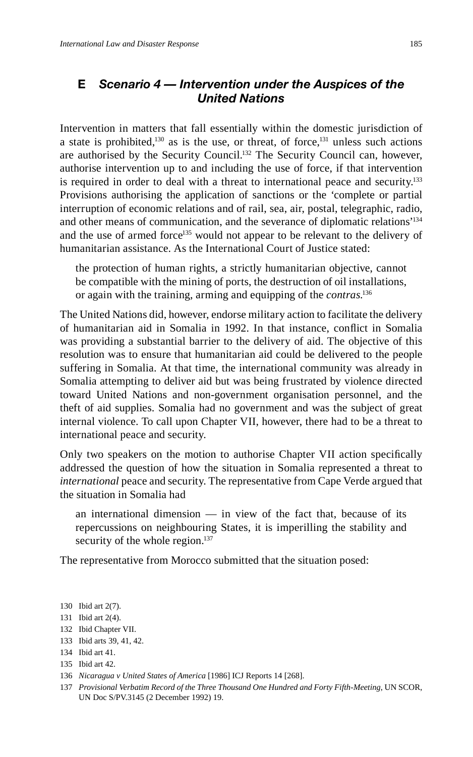## E *Scenario 4 — Intervention under the Auspices of the United Nations*

Intervention in matters that fall essentially within the domestic jurisdiction of a state is prohibited,[130] as is the use, or threat, of force,[131] unless such actions are authorised by the Security Council.[132] The Security Council can, however, authorise intervention up to and including the use of force, if that intervention is required in order to deal with a threat to international peace and security.[133] Provisions authorising the application of sanctions or the 'complete or partial interruption of economic relations and of rail, sea, air, postal, telegraphic, radio, and other means of communication, and the severance of diplomatic relations'[134] and the use of armed force[135] would not appear to be relevant to the delivery of humanitarian assistance. As the International Court of Justice stated:

> the protection of human rights, a strictly humanitarian objective, cannot be compatible with the mining of ports, the destruction of oil installations, or again with the training, arming and equipping of the *contras*.[136]

The United Nations did, however, endorse military action to facilitate the delivery of humanitarian aid in Somalia in 1992. In that instance, conflict in Somalia was providing a substantial barrier to the delivery of aid. The objective of this resolution was to ensure that humanitarian aid could be delivered to the people suffering in Somalia. At that time, the international community was already in Somalia attempting to deliver aid but was being frustrated by violence directed toward United Nations and non-government organisation personnel, and the theft of aid supplies. Somalia had no government and was the subject of great internal violence. To call upon Chapter VII, however, there had to be a threat to international peace and security.

Only two speakers on the motion to authorise Chapter VII action specifically addressed the question of how the situation in Somalia represented a threat to *international* peace and security. The representative from Cape Verde argued that the situation in Somalia had

> an international dimension — in view of the fact that, because of its repercussions on neighbouring States, it is imperilling the stability and security of the whole region.[137]

The representative from Morocco submitted that the situation posed:

130 Ibid art 2(7).

131 Ibid art 2(4).

132 Ibid Chapter VII.

133 Ibid arts 39, 41, 42.

134 Ibid art 41.

135 Ibid art 42.

136 *Nicaragua v United States of America* [1986] ICJ Reports 14 [268].

137 *Provisional Verbatim Record of the Three Thousand One Hundred and Forty Fifth-Meeting*, UN SCOR, UN Doc S/PV.3145 (2 December 1992) 19.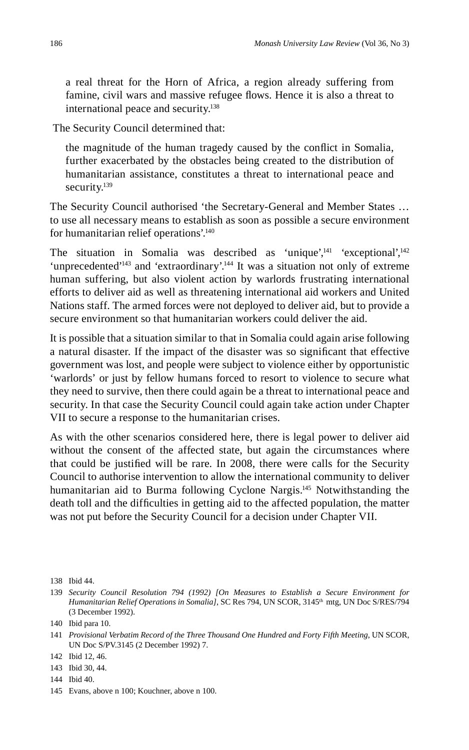> a real threat for the Horn of Africa, a region already suffering from famine, civil wars and massive refugee flows. Hence it is also a threat to international peace and security.[138]

The Security Council determined that:

> the magnitude of the human tragedy caused by the conflict in Somalia, further exacerbated by the obstacles being created to the distribution of humanitarian assistance, constitutes a threat to international peace and security.[139]

The Security Council authorised 'the Secretary-General and Member States … to use all necessary means to establish as soon as possible a secure environment for humanitarian relief operations'.[140]

The situation in Somalia was described as 'unique',[141] 'exceptional',[142] 'unprecedented'[143] and 'extraordinary'.[144] It was a situation not only of extreme human suffering, but also violent action by warlords frustrating international efforts to deliver aid as well as threatening international aid workers and United Nations staff. The armed forces were not deployed to deliver aid, but to provide a secure environment so that humanitarian workers could deliver the aid.

It is possible that a situation similar to that in Somalia could again arise following a natural disaster. If the impact of the disaster was so significant that effective government was lost, and people were subject to violence either by opportunistic 'warlords' or just by fellow humans forced to resort to violence to secure what they need to survive, then there could again be a threat to international peace and security. In that case the Security Council could again take action under Chapter VII to secure a response to the humanitarian crises.

As with the other scenarios considered here, there is legal power to deliver aid without the consent of the affected state, but again the circumstances where that could be justified will be rare. In 2008, there were calls for the Security Council to authorise intervention to allow the international community to deliver humanitarian aid to Burma following Cyclone Nargis.[145] Notwithstanding the death toll and the difficulties in getting aid to the affected population, the matter was not put before the Security Council for a decision under Chapter VII.

---

138 Ibid 44.

139 *Security Council Resolution 794 (1992) [On Measures to Establish a Secure Environment for Humanitarian Relief Operations in Somalia]*, SC Res 794, UN SCOR, 3145th mtg, UN Doc S/RES/794 (3 December 1992).

140 Ibid para 10.

141 *Provisional Verbatim Record of the Three Thousand One Hundred and Forty Fifth Meeting*, UN SCOR, UN Doc S/PV.3145 (2 December 1992) 7.

142 Ibid 12, 46.

143 Ibid 30, 44.

144 Ibid 40.

145 Evans, above n 100; Kouchner, above n 100.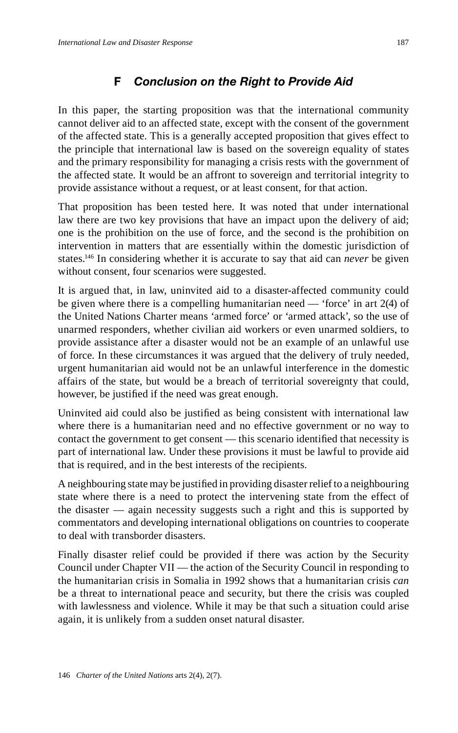## F *Conclusion on the Right to Provide Aid*

In this paper, the starting proposition was that the international community cannot deliver aid to an affected state, except with the consent of the government of the affected state. This is a generally accepted proposition that gives effect to the principle that international law is based on the sovereign equality of states and the primary responsibility for managing a crisis rests with the government of the affected state. It would be an affront to sovereign and territorial integrity to provide assistance without a request, or at least consent, for that action.

That proposition has been tested here. It was noted that under international law there are two key provisions that have an impact upon the delivery of aid; one is the prohibition on the use of force, and the second is the prohibition on intervention in matters that are essentially within the domestic jurisdiction of states.[146] In considering whether it is accurate to say that aid can *never* be given without consent, four scenarios were suggested.

It is argued that, in law, uninvited aid to a disaster-affected community could be given where there is a compelling humanitarian need — 'force' in art 2(4) of the United Nations Charter means 'armed force' or 'armed attack', so the use of unarmed responders, whether civilian aid workers or even unarmed soldiers, to provide assistance after a disaster would not be an example of an unlawful use of force. In these circumstances it was argued that the delivery of truly needed, urgent humanitarian aid would not be an unlawful interference in the domestic affairs of the state, but would be a breach of territorial sovereignty that could, however, be justified if the need was great enough.

Uninvited aid could also be justified as being consistent with international law where there is a humanitarian need and no effective government or no way to contact the government to get consent — this scenario identified that necessity is part of international law. Under these provisions it must be lawful to provide aid that is required, and in the best interests of the recipients.

A neighbouring state may be justified in providing disaster relief to a neighbouring state where there is a need to protect the intervening state from the effect of the disaster — again necessity suggests such a right and this is supported by commentators and developing international obligations on countries to cooperate to deal with transborder disasters.

Finally disaster relief could be provided if there was action by the Security Council under Chapter VII — the action of the Security Council in responding to the humanitarian crisis in Somalia in 1992 shows that a humanitarian crisis *can* be a threat to international peace and security, but there the crisis was coupled with lawlessness and violence. While it may be that such a situation could arise again, it is unlikely from a sudden onset natural disaster.

146 *Charter of the United Nations* arts 2(4), 2(7).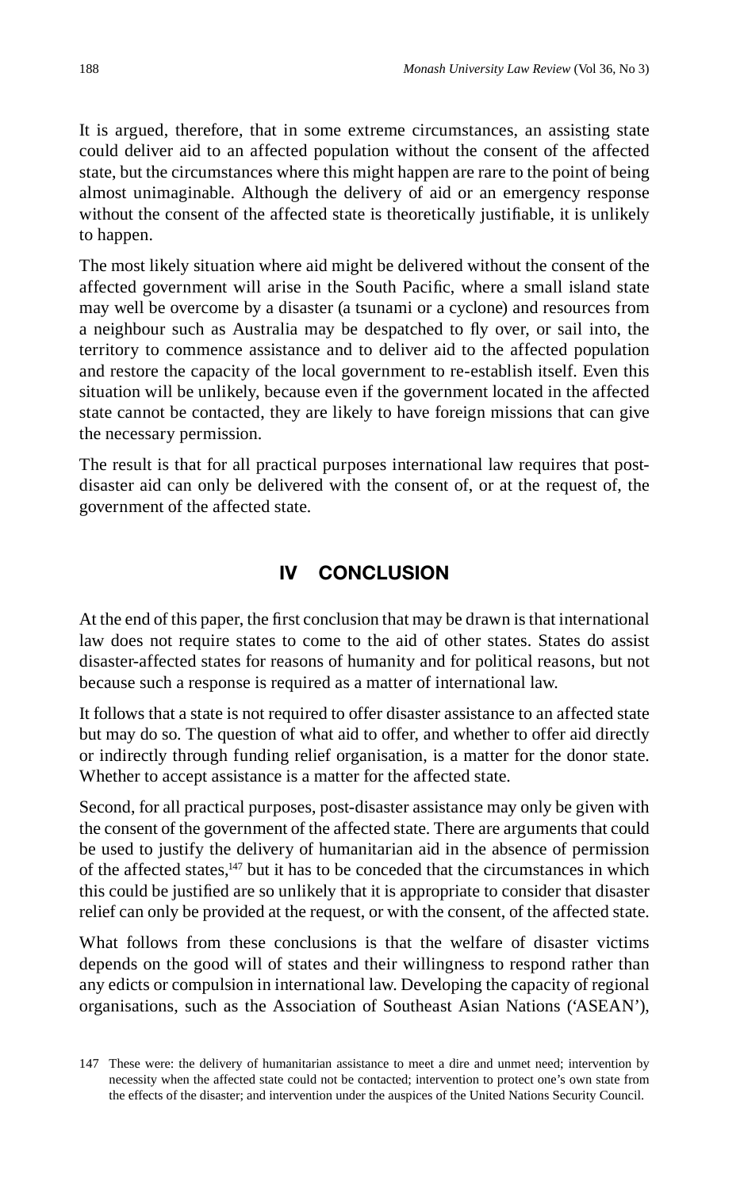It is argued, therefore, that in some extreme circumstances, an assisting state could deliver aid to an affected population without the consent of the affected state, but the circumstances where this might happen are rare to the point of being almost unimaginable. Although the delivery of aid or an emergency response without the consent of the affected state is theoretically justifiable, it is unlikely to happen.

The most likely situation where aid might be delivered without the consent of the affected government will arise in the South Pacific, where a small island state may well be overcome by a disaster (a tsunami or a cyclone) and resources from a neighbour such as Australia may be despatched to fly over, or sail into, the territory to commence assistance and to deliver aid to the affected population and restore the capacity of the local government to re-establish itself. Even this situation will be unlikely, because even if the government located in the affected state cannot be contacted, they are likely to have foreign missions that can give the necessary permission.

The result is that for all practical purposes international law requires that post-disaster aid can only be delivered with the consent of, or at the request of, the government of the affected state.

## IV CONCLUSION

At the end of this paper, the first conclusion that may be drawn is that international law does not require states to come to the aid of other states. States do assist disaster-affected states for reasons of humanity and for political reasons, but not because such a response is required as a matter of international law.

It follows that a state is not required to offer disaster assistance to an affected state but may do so. The question of what aid to offer, and whether to offer aid directly or indirectly through funding relief organisation, is a matter for the donor state. Whether to accept assistance is a matter for the affected state.

Second, for all practical purposes, post-disaster assistance may only be given with the consent of the government of the affected state. There are arguments that could be used to justify the delivery of humanitarian aid in the absence of permission of the affected states,[147] but it has to be conceded that the circumstances in which this could be justified are so unlikely that it is appropriate to consider that disaster relief can only be provided at the request, or with the consent, of the affected state.

What follows from these conclusions is that the welfare of disaster victims depends on the good will of states and their willingness to respond rather than any edicts or compulsion in international law. Developing the capacity of regional organisations, such as the Association of Southeast Asian Nations ('ASEAN'),

147 These were: the delivery of humanitarian assistance to meet a dire and unmet need; intervention by necessity when the affected state could not be contacted; intervention to protect one's own state from the effects of the disaster; and intervention under the auspices of the United Nations Security Council.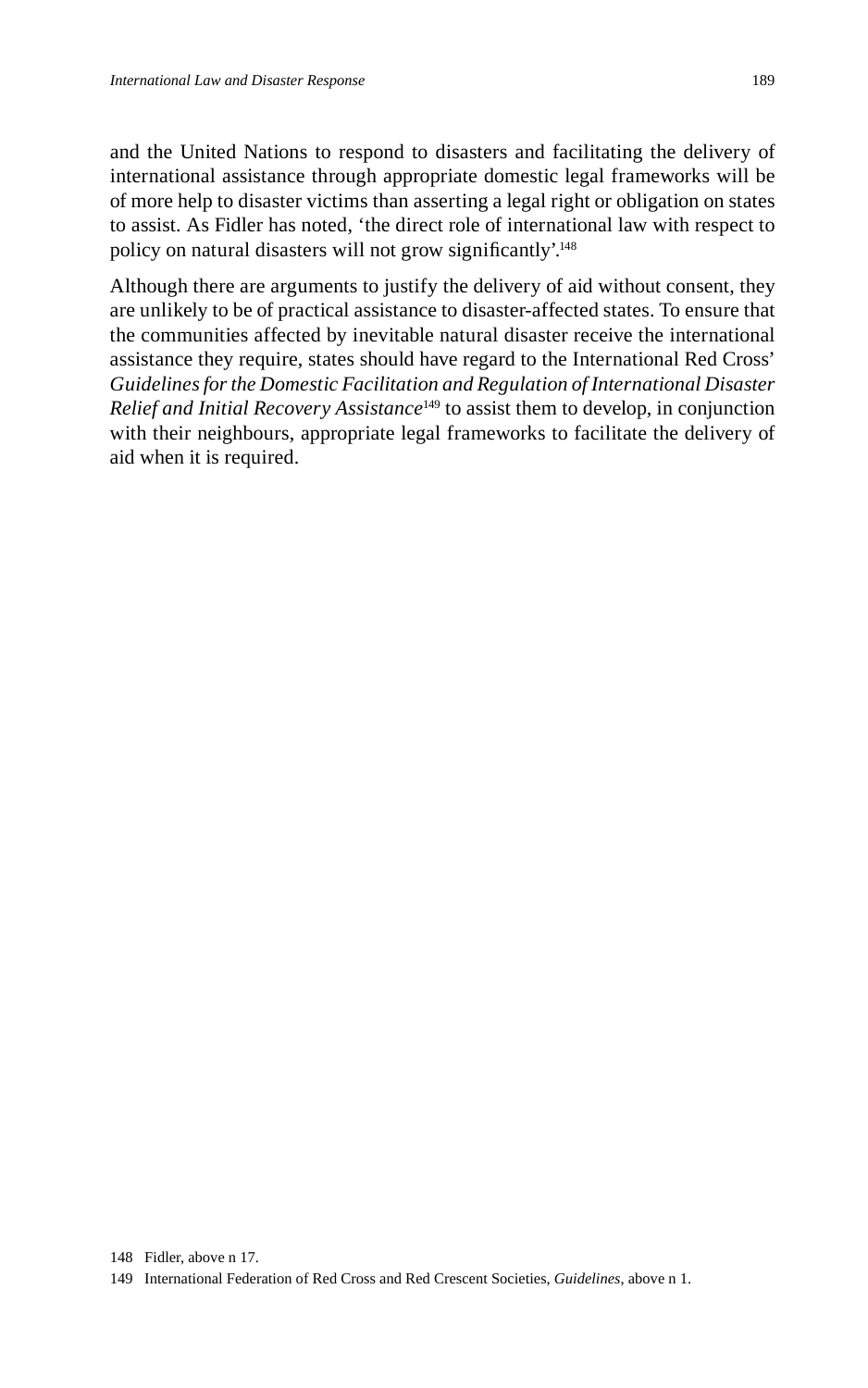and the United Nations to respond to disasters and facilitating the delivery of international assistance through appropriate domestic legal frameworks will be of more help to disaster victims than asserting a legal right or obligation on states to assist. As Fidler has noted, 'the direct role of international law with respect to policy on natural disasters will not grow significantly'.[148]

Although there are arguments to justify the delivery of aid without consent, they are unlikely to be of practical assistance to disaster-affected states. To ensure that the communities affected by inevitable natural disaster receive the international assistance they require, states should have regard to the International Red Cross' *Guidelines for the Domestic Facilitation and Regulation of International Disaster Relief and Initial Recovery Assistance*[149] to assist them to develop, in conjunction with their neighbours, appropriate legal frameworks to facilitate the delivery of aid when it is required.

148 Fidler, above n 17.

149 International Federation of Red Cross and Red Crescent Societies, *Guidelines*, above n 1.